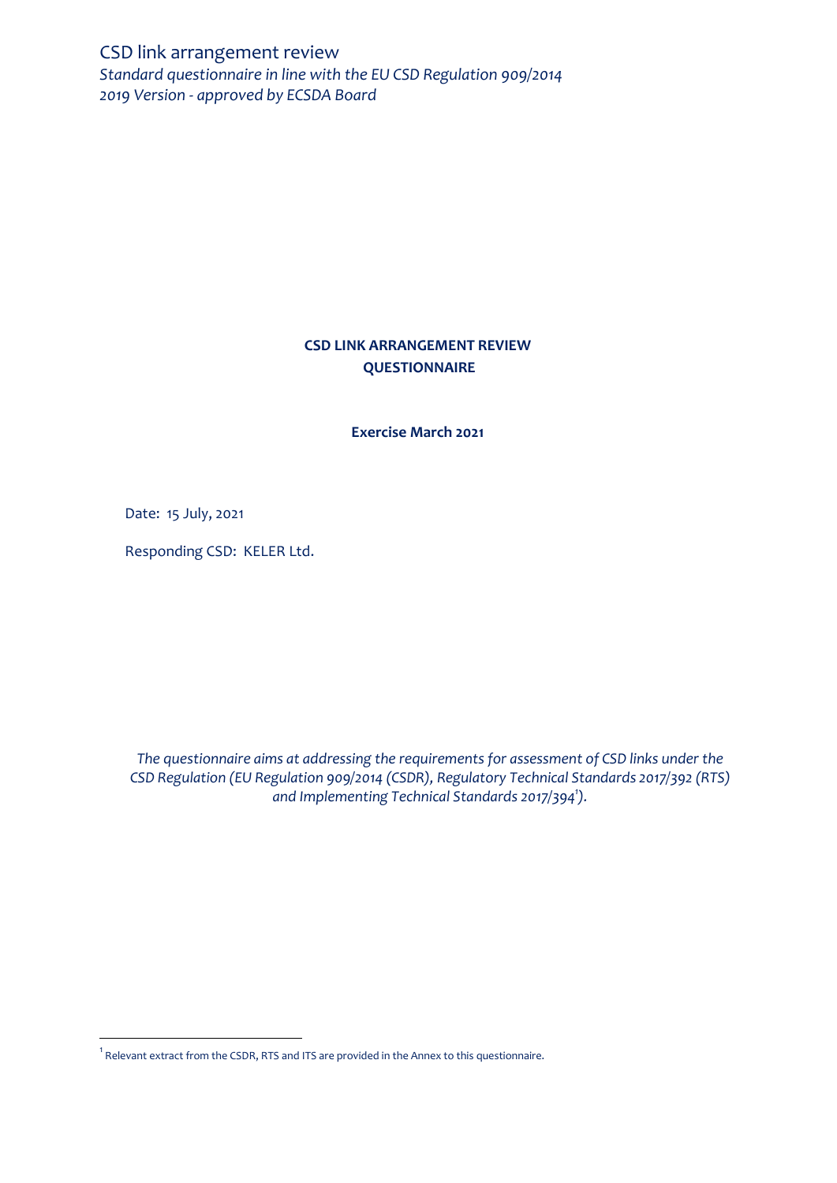CSD link arrangement review

*Standard questionnaire in line with the EU CSD Regulation 909/2014*
*2019 Version - approved by ECSDA Board*

**CSD LINK ARRANGEMENT REVIEW**
**QUESTIONNAIRE**

**Exercise March 2021**

Date: 15 July, 2021

Responding CSD: KELER Ltd.

*The questionnaire aims at addressing the requirements for assessment of CSD links under the CSD Regulation (EU Regulation 909/2014 (CSDR), Regulatory Technical Standards 2017/392 (RTS) and Implementing Technical Standards 2017/394[1]).*

---

[1] Relevant extract from the CSDR, RTS and ITS are provided in the Annex to this questionnaire.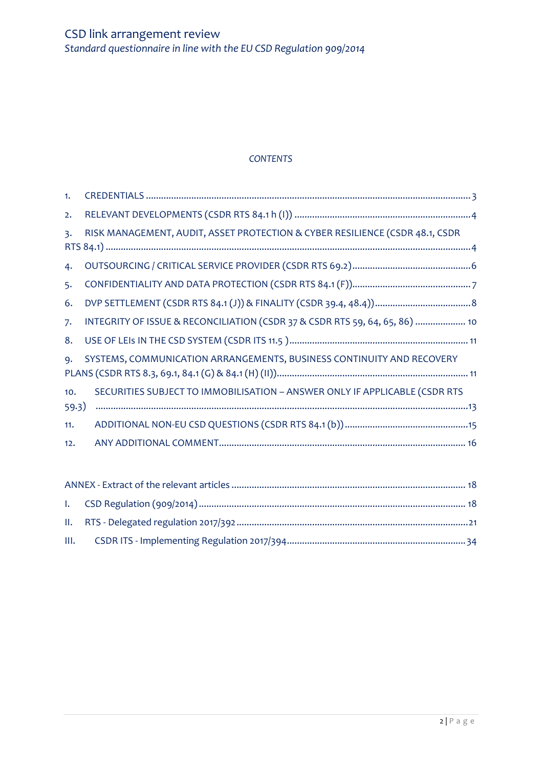*CONTENTS*

1. CREDENTIALS ... 3
2. RELEVANT DEVELOPMENTS (CSDR RTS 84.1 h (I)) ... 4
3. RISK MANAGEMENT, AUDIT, ASSET PROTECTION & CYBER RESILIENCE (CSDR 48.1, CSDR RTS 84.1) ... 4
4. OUTSOURCING / CRITICAL SERVICE PROVIDER (CSDR RTS 69.2) ... 6
5. CONFIDENTIALITY AND DATA PROTECTION (CSDR RTS 84.1 (F)) ... 7
6. DVP SETTLEMENT (CSDR RTS 84.1 (J)) & FINALITY (CSDR 39.4, 48.4)) ... 8
7. INTEGRITY OF ISSUE & RECONCILIATION (CSDR 37 & CSDR RTS 59, 64, 65, 86) ... 10
8. USE OF LEIs IN THE CSD SYSTEM (CSDR ITS 11.5 ) ... 11
9. SYSTEMS, COMMUNICATION ARRANGEMENTS, BUSINESS CONTINUITY AND RECOVERY PLANS (CSDR RTS 8.3, 69.1, 84.1 (G) & 84.1 (H) (II)) ... 11
10. SECURITIES SUBJECT TO IMMOBILISATION – ANSWER ONLY IF APPLICABLE (CSDR RTS 59.3) ... 13
11. ADDITIONAL NON-EU CSD QUESTIONS (CSDR RTS 84.1 (b)) ... 15
12. ANY ADDITIONAL COMMENT ... 16

ANNEX - Extract of the relevant articles ... 18

I. CSD Regulation (909/2014) ... 18

II. RTS - Delegated regulation 2017/392 ... 21

III. CSDR ITS - Implementing Regulation 2017/394 ... 34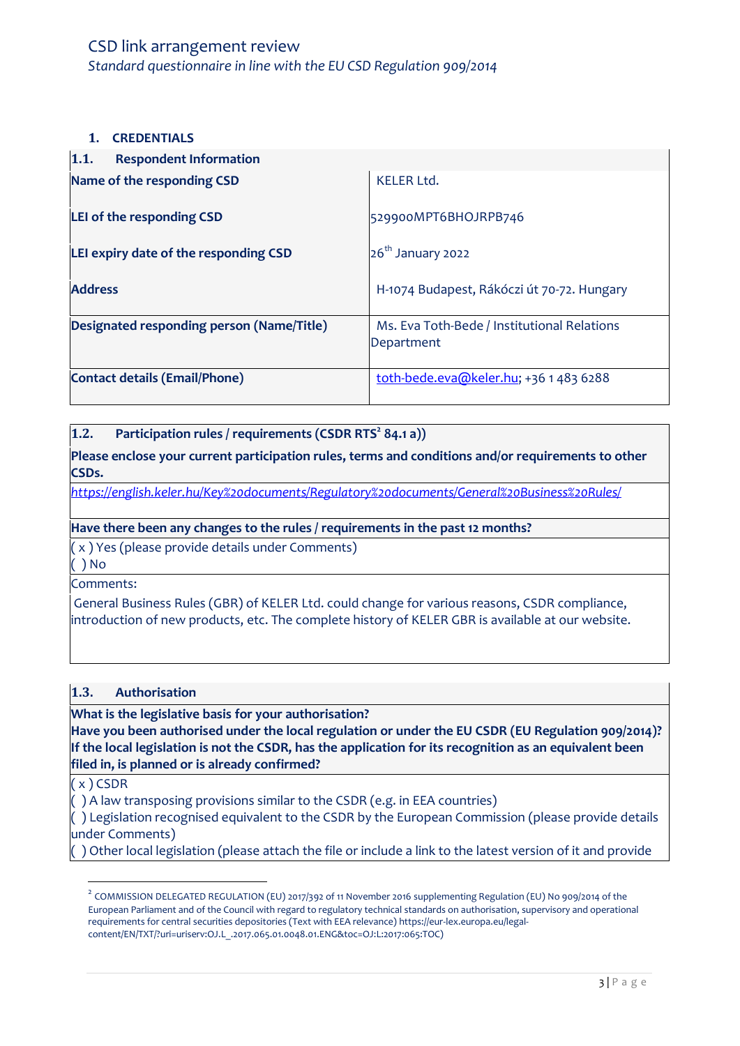CSD link arrangement review

*Standard questionnaire in line with the EU CSD Regulation 909/2014*

## 1. CREDENTIALS

| **1.1. Respondent Information** | |
|---|---|
| **Name of the responding CSD** | KELER Ltd. |
| **LEI of the responding CSD** | 529900MPT6BHOJRPB746 |
| **LEI expiry date of the responding CSD** | 26th January 2022 |
| **Address** | H-1074 Budapest, Rákóczi út 70-72. Hungary |
| **Designated responding person (Name/Title)** | Ms. Eva Toth-Bede / Institutional Relations Department |
| **Contact details (Email/Phone)** | toth-bede.eva@keler.hu; +36 1 483 6288 |

| **1.2. Participation rules / requirements (CSDR RTS[2] 84.1 a))** |
|---|
| **Please enclose your current participation rules, terms and conditions and/or requirements to other CSDs.** |
| *https://english.keler.hu/Key%20documents/Regulatory%20documents/General%20Business%20Rules/* |
| **Have there been any changes to the rules / requirements in the past 12 months?** |
| ( x ) Yes (please provide details under Comments)<br>( ) No |
| Comments:<br>General Business Rules (GBR) of KELER Ltd. could change for various reasons, CSDR compliance, introduction of new products, etc. The complete history of KELER GBR is available at our website. |

| **1.3. Authorisation** |
|---|
| **What is the legislative basis for your authorisation?**<br>**Have you been authorised under the local regulation or under the EU CSDR (EU Regulation 909/2014)?**<br>**If the local legislation is not the CSDR, has the application for its recognition as an equivalent been filed in, is planned or is already confirmed?** |
| ( x ) CSDR<br>( ) A law transposing provisions similar to the CSDR (e.g. in EEA countries)<br>( ) Legislation recognised equivalent to the CSDR by the European Commission (please provide details under Comments)<br>( ) Other local legislation (please attach the file or include a link to the latest version of it and provide |

[2] COMMISSION DELEGATED REGULATION (EU) 2017/392 of 11 November 2016 supplementing Regulation (EU) No 909/2014 of the European Parliament and of the Council with regard to regulatory technical standards on authorisation, supervisory and operational requirements for central securities depositories (Text with EEA relevance) https://eur-lex.europa.eu/legal-content/EN/TXT/?uri=uriserv:OJ.L_.2017.065.01.0048.01.ENG&toc=OJ:L:2017:065:TOC)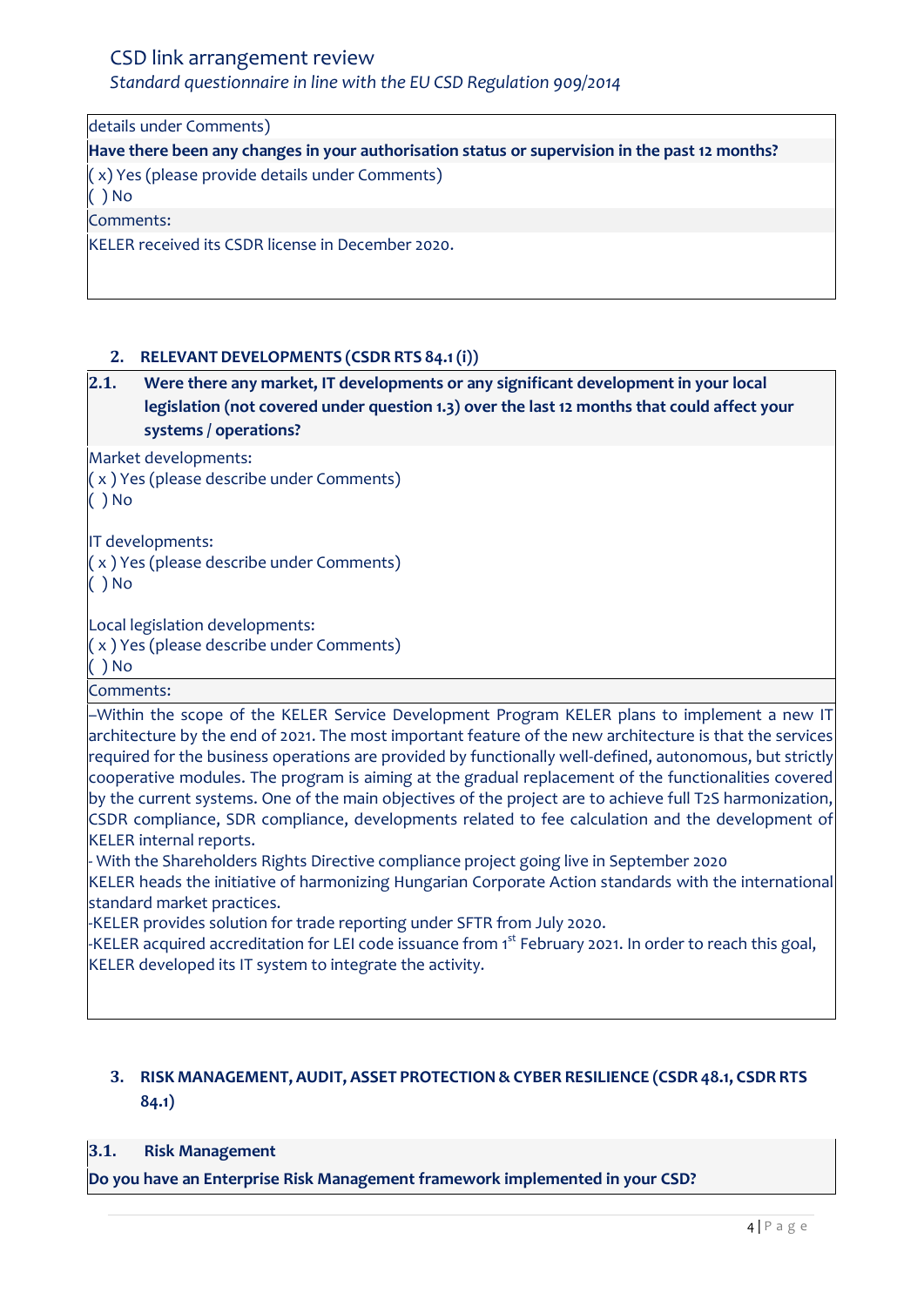details under Comments)

**Have there been any changes in your authorisation status or supervision in the past 12 months?**

( x) Yes (please provide details under Comments)
( ) No

Comments:

KELER received its CSDR license in December 2020.

## 2. RELEVANT DEVELOPMENTS (CSDR RTS 84.1 (i))

**2.1. Were there any market, IT developments or any significant development in your local legislation (not covered under question 1.3) over the last 12 months that could affect your systems / operations?**

Market developments:
( x ) Yes (please describe under Comments)
( ) No

IT developments:
( x ) Yes (please describe under Comments)
( ) No

Local legislation developments:
( x ) Yes (please describe under Comments)
( ) No

Comments:

–Within the scope of the KELER Service Development Program KELER plans to implement a new IT architecture by the end of 2021. The most important feature of the new architecture is that the services required for the business operations are provided by functionally well-defined, autonomous, but strictly cooperative modules. The program is aiming at the gradual replacement of the functionalities covered by the current systems. One of the main objectives of the project are to achieve full T2S harmonization, CSDR compliance, SDR compliance, developments related to fee calculation and the development of KELER internal reports.

- With the Shareholders Rights Directive compliance project going live in September 2020 KELER heads the initiative of harmonizing Hungarian Corporate Action standards with the international standard market practices.

-KELER provides solution for trade reporting under SFTR from July 2020.

-KELER acquired accreditation for LEI code issuance from 1st February 2021. In order to reach this goal, KELER developed its IT system to integrate the activity.

## 3. RISK MANAGEMENT, AUDIT, ASSET PROTECTION & CYBER RESILIENCE (CSDR 48.1, CSDR RTS 84.1)

**3.1. Risk Management**

**Do you have an Enterprise Risk Management framework implemented in your CSD?**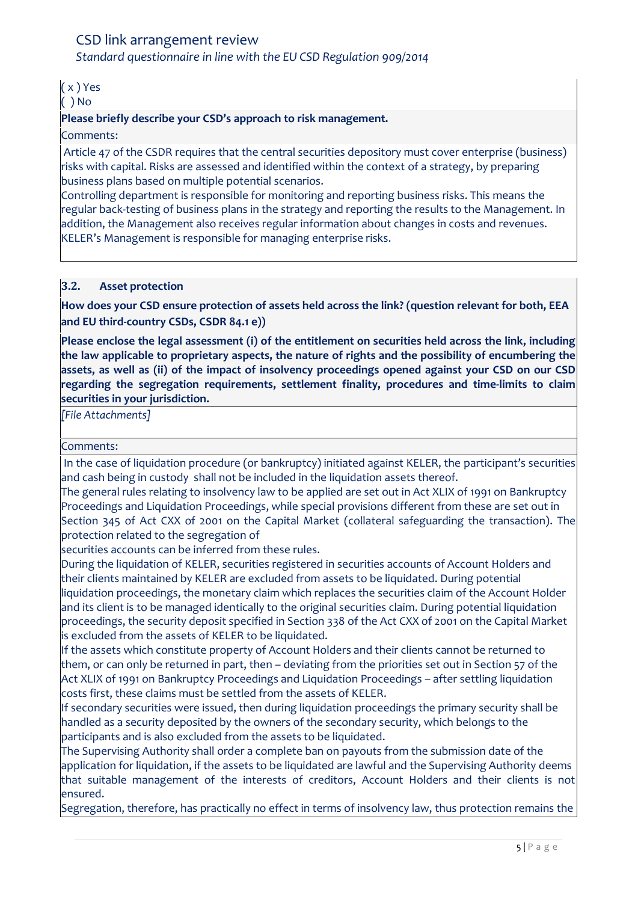( x ) Yes
( ) No

**Please briefly describe your CSD's approach to risk management.**

Comments:

Article 47 of the CSDR requires that the central securities depository must cover enterprise (business) risks with capital. Risks are assessed and identified within the context of a strategy, by preparing business plans based on multiple potential scenarios.
Controlling department is responsible for monitoring and reporting business risks. This means the regular back-testing of business plans in the strategy and reporting the results to the Management. In addition, the Management also receives regular information about changes in costs and revenues. KELER's Management is responsible for managing enterprise risks.

### 3.2. Asset protection

**How does your CSD ensure protection of assets held across the link? (question relevant for both, EEA and EU third-country CSDs, CSDR 84.1 e))**

**Please enclose the legal assessment (i) of the entitlement on securities held across the link, including the law applicable to proprietary aspects, the nature of rights and the possibility of encumbering the assets, as well as (ii) of the impact of insolvency proceedings opened against your CSD on our CSD regarding the segregation requirements, settlement finality, procedures and time-limits to claim securities in your jurisdiction.**

*[File Attachments]*

Comments:

In the case of liquidation procedure (or bankruptcy) initiated against KELER, the participant's securities and cash being in custody shall not be included in the liquidation assets thereof.
The general rules relating to insolvency law to be applied are set out in Act XLIX of 1991 on Bankruptcy Proceedings and Liquidation Proceedings, while special provisions different from these are set out in Section 345 of Act CXX of 2001 on the Capital Market (collateral safeguarding the transaction). The protection related to the segregation of
securities accounts can be inferred from these rules.
During the liquidation of KELER, securities registered in securities accounts of Account Holders and their clients maintained by KELER are excluded from assets to be liquidated. During potential liquidation proceedings, the monetary claim which replaces the securities claim of the Account Holder and its client is to be managed identically to the original securities claim. During potential liquidation proceedings, the security deposit specified in Section 338 of the Act CXX of 2001 on the Capital Market is excluded from the assets of KELER to be liquidated.
If the assets which constitute property of Account Holders and their clients cannot be returned to them, or can only be returned in part, then – deviating from the priorities set out in Section 57 of the Act XLIX of 1991 on Bankruptcy Proceedings and Liquidation Proceedings – after settling liquidation costs first, these claims must be settled from the assets of KELER.
If secondary securities were issued, then during liquidation proceedings the primary security shall be handled as a security deposited by the owners of the secondary security, which belongs to the participants and is also excluded from the assets to be liquidated.
The Supervising Authority shall order a complete ban on payouts from the submission date of the application for liquidation, if the assets to be liquidated are lawful and the Supervising Authority deems that suitable management of the interests of creditors, Account Holders and their clients is not ensured.
Segregation, therefore, has practically no effect in terms of insolvency law, thus protection remains the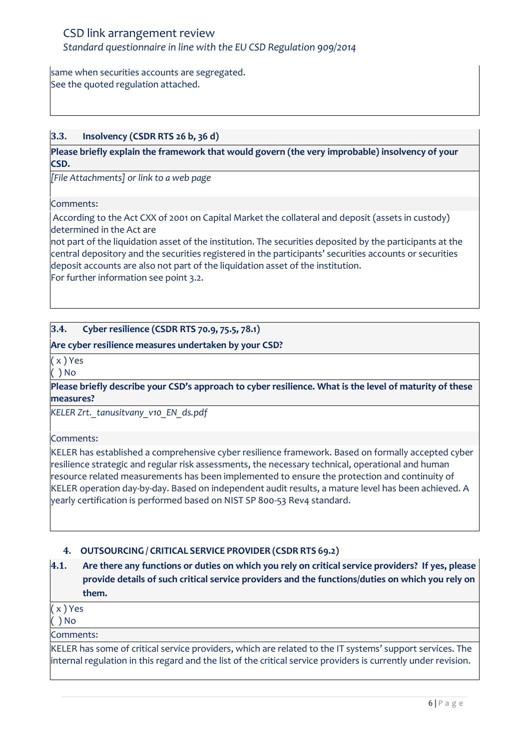same when securities accounts are segregated.
See the quoted regulation attached.

### 3.3. Insolvency (CSDR RTS 26 b, 36 d)

**Please briefly explain the framework that would govern (the very improbable) insolvency of your CSD.**

*[File Attachments] or link to a web page*

Comments:

According to the Act CXX of 2001 on Capital Market the collateral and deposit (assets in custody) determined in the Act are
not part of the liquidation asset of the institution. The securities deposited by the participants at the central depository and the securities registered in the participants' securities accounts or securities deposit accounts are also not part of the liquidation asset of the institution.
For further information see point 3.2.

### 3.4. Cyber resilience (CSDR RTS 70.9, 75.5, 78.1)

**Are cyber resilience measures undertaken by your CSD?**

( x ) Yes
( ) No

**Please briefly describe your CSD's approach to cyber resilience. What is the level of maturity of these measures?**

*KELER Zrt._tanusitvany_v10_EN_ds.pdf*

Comments:

KELER has established a comprehensive cyber resilience framework. Based on formally accepted cyber resilience strategic and regular risk assessments, the necessary technical, operational and human resource related measurements has been implemented to ensure the protection and continuity of KELER operation day-by-day. Based on independent audit results, a mature level has been achieved. A yearly certification is performed based on NIST SP 800-53 Rev4 standard.

## 4. OUTSOURCING / CRITICAL SERVICE PROVIDER (CSDR RTS 69.2)

**4.1. Are there any functions or duties on which you rely on critical service providers? If yes, please provide details of such critical service providers and the functions/duties on which you rely on them.**

( x ) Yes
( ) No

Comments:

KELER has some of critical service providers, which are related to the IT systems' support services. The internal regulation in this regard and the list of the critical service providers is currently under revision.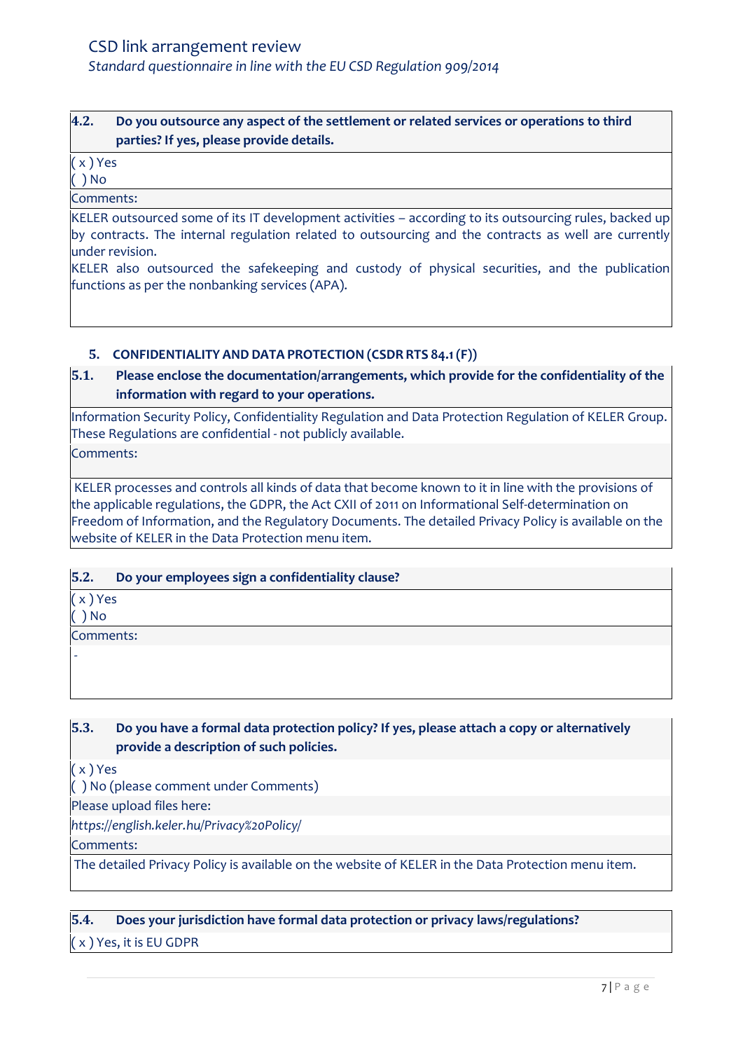**4.2. Do you outsource any aspect of the settlement or related services or operations to third parties? If yes, please provide details.**

( x ) Yes
( ) No

Comments:

KELER outsourced some of its IT development activities – according to its outsourcing rules, backed up by contracts. The internal regulation related to outsourcing and the contracts as well are currently under revision.
KELER also outsourced the safekeeping and custody of physical securities, and the publication functions as per the nonbanking services (APA).

## 5. CONFIDENTIALITY AND DATA PROTECTION (CSDR RTS 84.1 (F))

**5.1. Please enclose the documentation/arrangements, which provide for the confidentiality of the information with regard to your operations.**

Information Security Policy, Confidentiality Regulation and Data Protection Regulation of KELER Group. These Regulations are confidential - not publicly available.

Comments:

KELER processes and controls all kinds of data that become known to it in line with the provisions of the applicable regulations, the GDPR, the Act CXII of 2011 on Informational Self-determination on Freedom of Information, and the Regulatory Documents. The detailed Privacy Policy is available on the website of KELER in the Data Protection menu item.

**5.2. Do your employees sign a confidentiality clause?**

( x ) Yes
( ) No

Comments:

-

**5.3. Do you have a formal data protection policy? If yes, please attach a copy or alternatively provide a description of such policies.**

( x ) Yes
( ) No (please comment under Comments)

Please upload files here:

*https://english.keler.hu/Privacy%20Policy/*

Comments:

The detailed Privacy Policy is available on the website of KELER in the Data Protection menu item.

**5.4. Does your jurisdiction have formal data protection or privacy laws/regulations?**

( x ) Yes, it is EU GDPR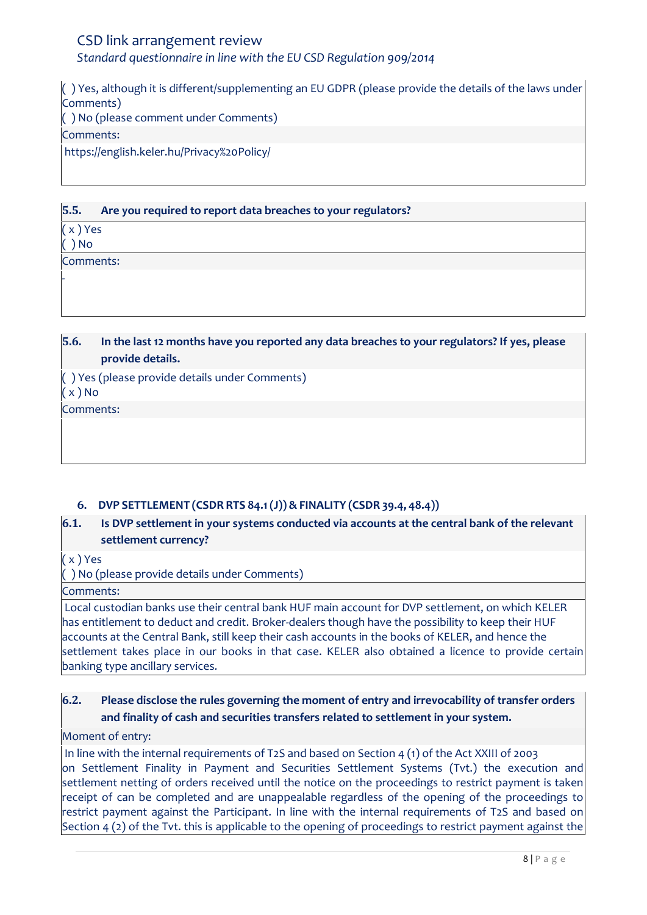( ) Yes, although it is different/supplementing an EU GDPR (please provide the details of the laws under Comments)
( ) No (please comment under Comments)

Comments:

https://english.keler.hu/Privacy%20Policy/

**5.5. Are you required to report data breaches to your regulators?**

( x ) Yes
( ) No

Comments:

-

**5.6. In the last 12 months have you reported any data breaches to your regulators? If yes, please provide details.**

( ) Yes (please provide details under Comments)
( x ) No

Comments:

## 6. DVP SETTLEMENT (CSDR RTS 84.1 (J)) & FINALITY (CSDR 39.4, 48.4))

**6.1. Is DVP settlement in your systems conducted via accounts at the central bank of the relevant settlement currency?**

( x ) Yes
( ) No (please provide details under Comments)

Comments:

Local custodian banks use their central bank HUF main account for DVP settlement, on which KELER has entitlement to deduct and credit. Broker-dealers though have the possibility to keep their HUF accounts at the Central Bank, still keep their cash accounts in the books of KELER, and hence the settlement takes place in our books in that case. KELER also obtained a licence to provide certain banking type ancillary services.

**6.2. Please disclose the rules governing the moment of entry and irrevocability of transfer orders and finality of cash and securities transfers related to settlement in your system.**

Moment of entry:

In line with the internal requirements of T2S and based on Section 4 (1) of the Act XXIII of 2003 on Settlement Finality in Payment and Securities Settlement Systems (Tvt.) the execution and settlement netting of orders received until the notice on the proceedings to restrict payment is taken receipt of can be completed and are unappealable regardless of the opening of the proceedings to restrict payment against the Participant. In line with the internal requirements of T2S and based on Section 4 (2) of the Tvt. this is applicable to the opening of proceedings to restrict payment against the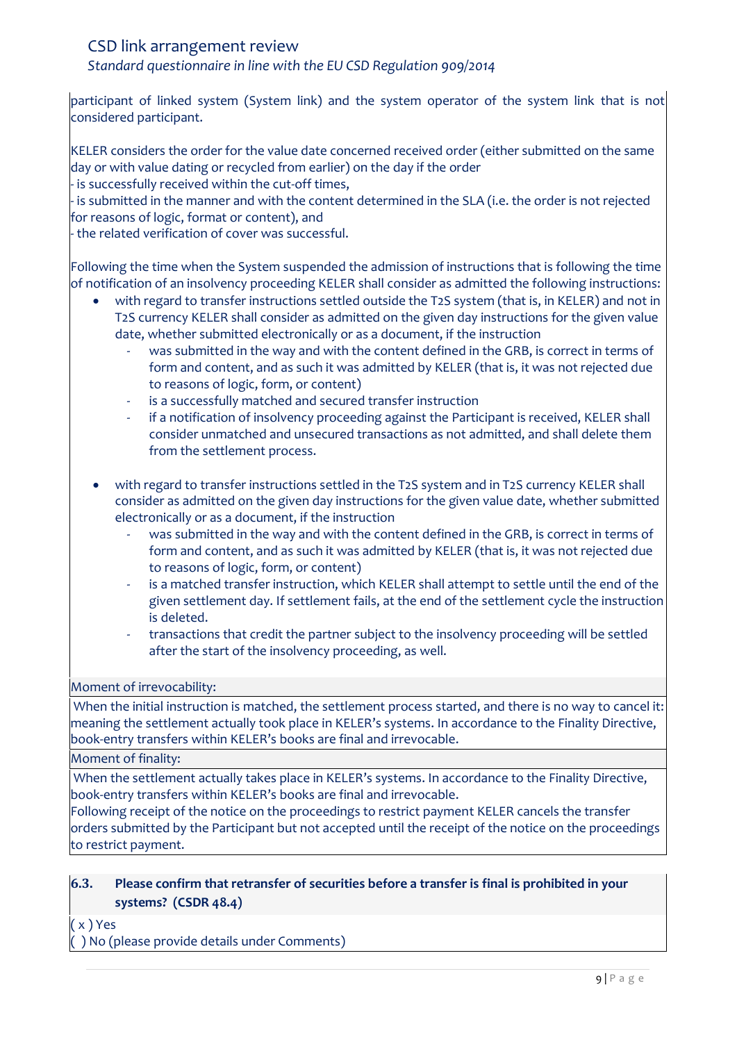participant of linked system (System link) and the system operator of the system link that is not considered participant.

KELER considers the order for the value date concerned received order (either submitted on the same day or with value dating or recycled from earlier) on the day if the order
- is successfully received within the cut-off times,
- is submitted in the manner and with the content determined in the SLA (i.e. the order is not rejected for reasons of logic, format or content), and
- the related verification of cover was successful.

Following the time when the System suspended the admission of instructions that is following the time of notification of an insolvency proceeding KELER shall consider as admitted the following instructions:

- with regard to transfer instructions settled outside the T2S system (that is, in KELER) and not in T2S currency KELER shall consider as admitted on the given day instructions for the given value date, whether submitted electronically or as a document, if the instruction
  - was submitted in the way and with the content defined in the GRB, is correct in terms of form and content, and as such it was admitted by KELER (that is, it was not rejected due to reasons of logic, form, or content)
  - is a successfully matched and secured transfer instruction
  - if a notification of insolvency proceeding against the Participant is received, KELER shall consider unmatched and unsecured transactions as not admitted, and shall delete them from the settlement process.

- with regard to transfer instructions settled in the T2S system and in T2S currency KELER shall consider as admitted on the given day instructions for the given value date, whether submitted electronically or as a document, if the instruction
  - was submitted in the way and with the content defined in the GRB, is correct in terms of form and content, and as such it was admitted by KELER (that is, it was not rejected due to reasons of logic, form, or content)
  - is a matched transfer instruction, which KELER shall attempt to settle until the end of the given settlement day. If settlement fails, at the end of the settlement cycle the instruction is deleted.
  - transactions that credit the partner subject to the insolvency proceeding will be settled after the start of the insolvency proceeding, as well.

Moment of irrevocability:

When the initial instruction is matched, the settlement process started, and there is no way to cancel it: meaning the settlement actually took place in KELER's systems. In accordance to the Finality Directive, book-entry transfers within KELER's books are final and irrevocable.

Moment of finality:

When the settlement actually takes place in KELER's systems. In accordance to the Finality Directive, book-entry transfers within KELER's books are final and irrevocable.
Following receipt of the notice on the proceedings to restrict payment KELER cancels the transfer orders submitted by the Participant but not accepted until the receipt of the notice on the proceedings to restrict payment.

**6.3. Please confirm that retransfer of securities before a transfer is final is prohibited in your systems? (CSDR 48.4)**

( x ) Yes
( ) No (please provide details under Comments)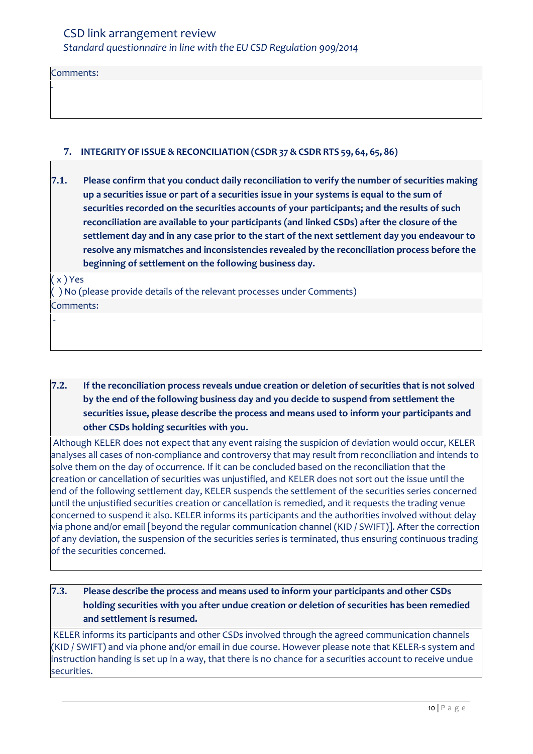Comments:

-

## 7. INTEGRITY OF ISSUE & RECONCILIATION (CSDR 37 & CSDR RTS 59, 64, 65, 86)

**7.1. Please confirm that you conduct daily reconciliation to verify the number of securities making up a securities issue or part of a securities issue in your systems is equal to the sum of securities recorded on the securities accounts of your participants; and the results of such reconciliation are available to your participants (and linked CSDs) after the closure of the settlement day and in any case prior to the start of the next settlement day you endeavour to resolve any mismatches and inconsistencies revealed by the reconciliation process before the beginning of settlement on the following business day.**

( x ) Yes
( ) No (please provide details of the relevant processes under Comments)

Comments:

-

**7.2. If the reconciliation process reveals undue creation or deletion of securities that is not solved by the end of the following business day and you decide to suspend from settlement the securities issue, please describe the process and means used to inform your participants and other CSDs holding securities with you.**

Although KELER does not expect that any event raising the suspicion of deviation would occur, KELER analyses all cases of non-compliance and controversy that may result from reconciliation and intends to solve them on the day of occurrence. If it can be concluded based on the reconciliation that the creation or cancellation of securities was unjustified, and KELER does not sort out the issue until the end of the following settlement day, KELER suspends the settlement of the securities series concerned until the unjustified securities creation or cancellation is remedied, and it requests the trading venue concerned to suspend it also. KELER informs its participants and the authorities involved without delay via phone and/or email [beyond the regular communication channel (KID / SWIFT)]. After the correction of any deviation, the suspension of the securities series is terminated, thus ensuring continuous trading of the securities concerned.

**7.3. Please describe the process and means used to inform your participants and other CSDs holding securities with you after undue creation or deletion of securities has been remedied and settlement is resumed.**

KELER informs its participants and other CSDs involved through the agreed communication channels (KID / SWIFT) and via phone and/or email in due course. However please note that KELER-s system and instruction handing is set up in a way, that there is no chance for a securities account to receive undue securities.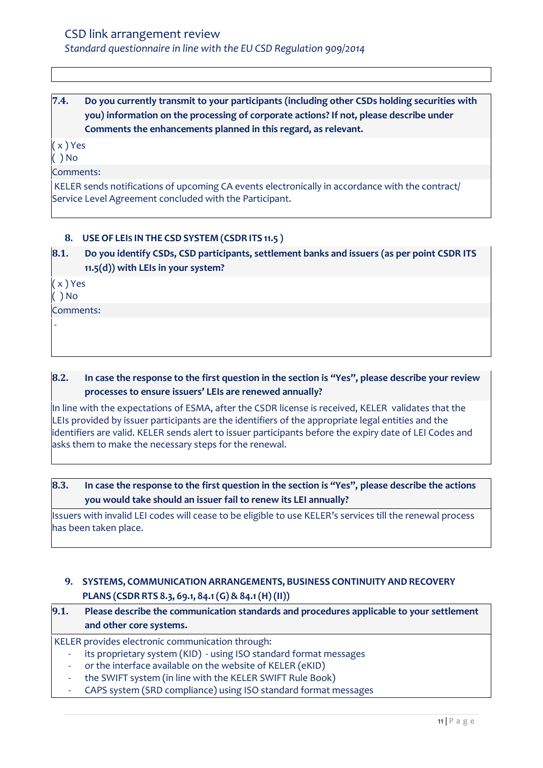**7.4. Do you currently transmit to your participants (including other CSDs holding securities with you) information on the processing of corporate actions? If not, please describe under Comments the enhancements planned in this regard, as relevant.**

( x ) Yes
( ) No

Comments:

KELER sends notifications of upcoming CA events electronically in accordance with the contract/ Service Level Agreement concluded with the Participant.

## 8. USE OF LEIs IN THE CSD SYSTEM (CSDR ITS 11.5 )

**8.1. Do you identify CSDs, CSD participants, settlement banks and issuers (as per point CSDR ITS 11.5(d)) with LEIs in your system?**

( x ) Yes
( ) No

Comments:

-

**8.2. In case the response to the first question in the section is "Yes", please describe your review processes to ensure issuers' LEIs are renewed annually?**

In line with the expectations of ESMA, after the CSDR license is received, KELER validates that the LEIs provided by issuer participants are the identifiers of the appropriate legal entities and the identifiers are valid. KELER sends alert to issuer participants before the expiry date of LEI Codes and asks them to make the necessary steps for the renewal.

**8.3. In case the response to the first question in the section is "Yes", please describe the actions you would take should an issuer fail to renew its LEI annually?**

Issuers with invalid LEI codes will cease to be eligible to use KELER's services till the renewal process has been taken place.

## 9. SYSTEMS, COMMUNICATION ARRANGEMENTS, BUSINESS CONTINUITY AND RECOVERY PLANS (CSDR RTS 8.3, 69.1, 84.1 (G) & 84.1 (H) (II))

**9.1. Please describe the communication standards and procedures applicable to your settlement and other core systems.**

KELER provides electronic communication through:

- its proprietary system (KID) - using ISO standard format messages
- or the interface available on the website of KELER (eKID)
- the SWIFT system (in line with the KELER SWIFT Rule Book)
- CAPS system (SRD compliance) using ISO standard format messages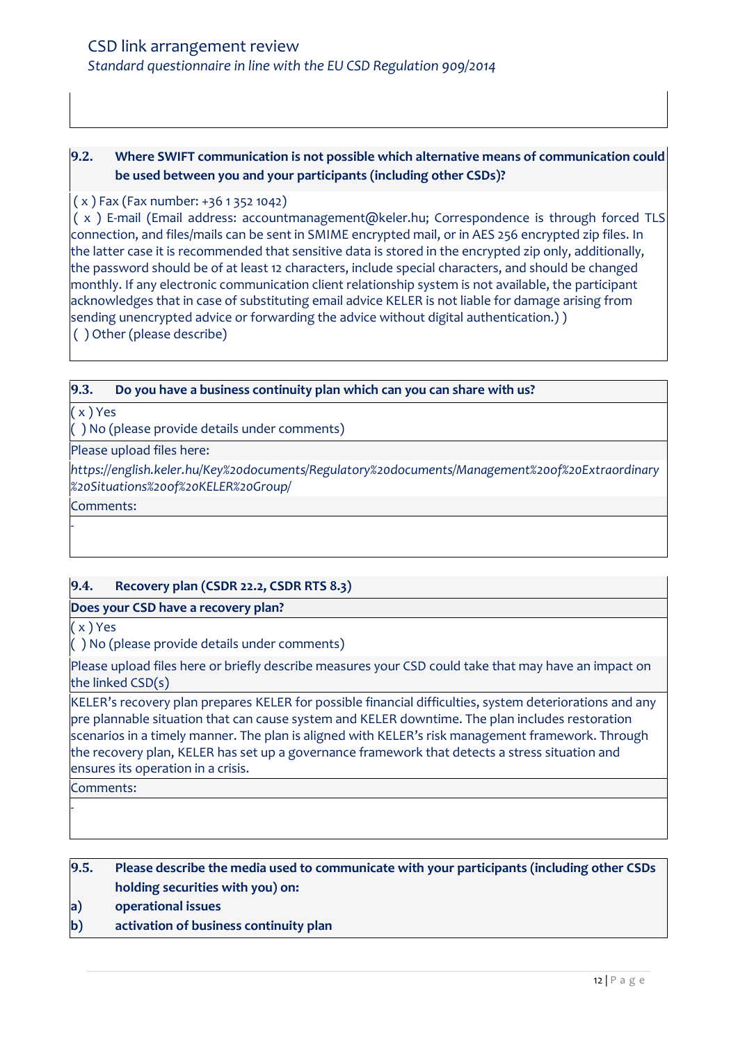**9.2. Where SWIFT communication is not possible which alternative means of communication could be used between you and your participants (including other CSDs)?**

( x ) Fax (Fax number: +36 1 352 1042)
( x ) E-mail (Email address: accountmanagement@keler.hu; Correspondence is through forced TLS connection, and files/mails can be sent in SMIME encrypted mail, or in AES 256 encrypted zip files. In the latter case it is recommended that sensitive data is stored in the encrypted zip only, additionally, the password should be of at least 12 characters, include special characters, and should be changed monthly. If any electronic communication client relationship system is not available, the participant acknowledges that in case of substituting email advice KELER is not liable for damage arising from sending unencrypted advice or forwarding the advice without digital authentication.) )
( ) Other (please describe)

**9.3. Do you have a business continuity plan which can you can share with us?**

( x ) Yes
( ) No (please provide details under comments)

Please upload files here:

*https://english.keler.hu/Key%20documents/Regulatory%20documents/Management%20of%20Extraordinary%20Situations%20of%20KELER%20Group/*

Comments:

-

**9.4. Recovery plan (CSDR 22.2, CSDR RTS 8.3)**

**Does your CSD have a recovery plan?**

( x ) Yes
( ) No (please provide details under comments)

Please upload files here or briefly describe measures your CSD could take that may have an impact on the linked CSD(s)

KELER's recovery plan prepares KELER for possible financial difficulties, system deteriorations and any pre plannable situation that can cause system and KELER downtime. The plan includes restoration scenarios in a timely manner. The plan is aligned with KELER's risk management framework. Through the recovery plan, KELER has set up a governance framework that detects a stress situation and ensures its operation in a crisis.

Comments:

-

**9.5. Please describe the media used to communicate with your participants (including other CSDs holding securities with you) on:**

**a) operational issues**

**b) activation of business continuity plan**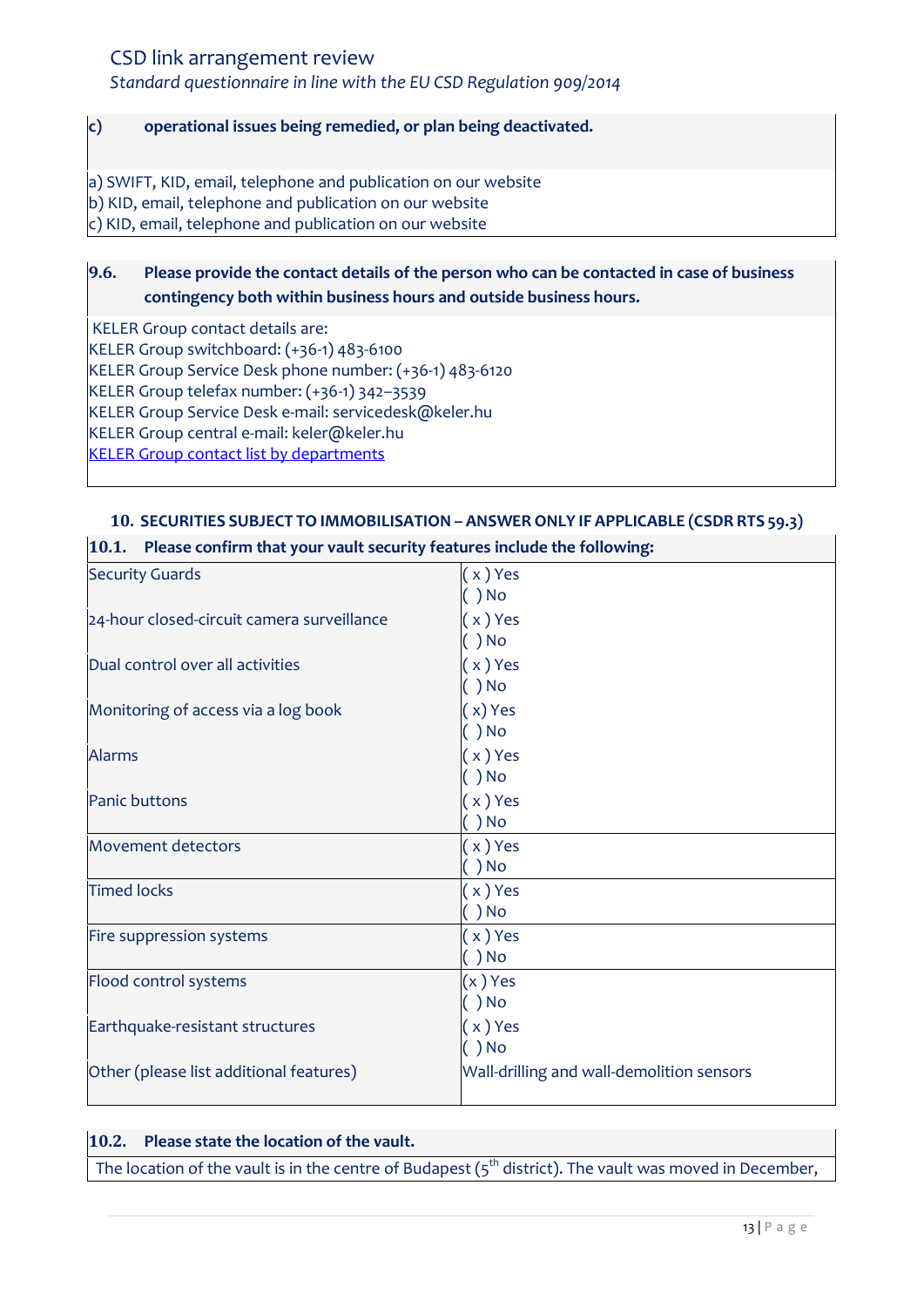**c) operational issues being remedied, or plan being deactivated.**

a) SWIFT, KID, email, telephone and publication on our website
b) KID, email, telephone and publication on our website
c) KID, email, telephone and publication on our website

**9.6. Please provide the contact details of the person who can be contacted in case of business contingency both within business hours and outside business hours.**

KELER Group contact details are:
KELER Group switchboard: (+36-1) 483-6100
KELER Group Service Desk phone number: (+36-1) 483-6120
KELER Group telefax number: (+36-1) 342–3539
KELER Group Service Desk e-mail: servicedesk@keler.hu
KELER Group central e-mail: keler@keler.hu
KELER Group contact list by departments

## 10. SECURITIES SUBJECT TO IMMOBILISATION – ANSWER ONLY IF APPLICABLE (CSDR RTS 59.3)

**10.1. Please confirm that your vault security features include the following:**

| Feature | Answer |
|---|---|
| Security Guards | ( x ) Yes<br>( ) No |
| 24-hour closed-circuit camera surveillance | ( x ) Yes<br>( ) No |
| Dual control over all activities | ( x ) Yes<br>( ) No |
| Monitoring of access via a log book | ( x) Yes<br>( ) No |
| Alarms | ( x ) Yes<br>( ) No |
| Panic buttons | ( x ) Yes<br>( ) No |
| Movement detectors | ( x ) Yes<br>( ) No |
| Timed locks | ( x ) Yes<br>( ) No |
| Fire suppression systems | ( x ) Yes<br>( ) No |
| Flood control systems | (x ) Yes<br>( ) No |
| Earthquake-resistant structures | ( x ) Yes<br>( ) No |
| Other (please list additional features) | Wall-drilling and wall-demolition sensors |

**10.2. Please state the location of the vault.**

The location of the vault is in the centre of Budapest (5th district). The vault was moved in December,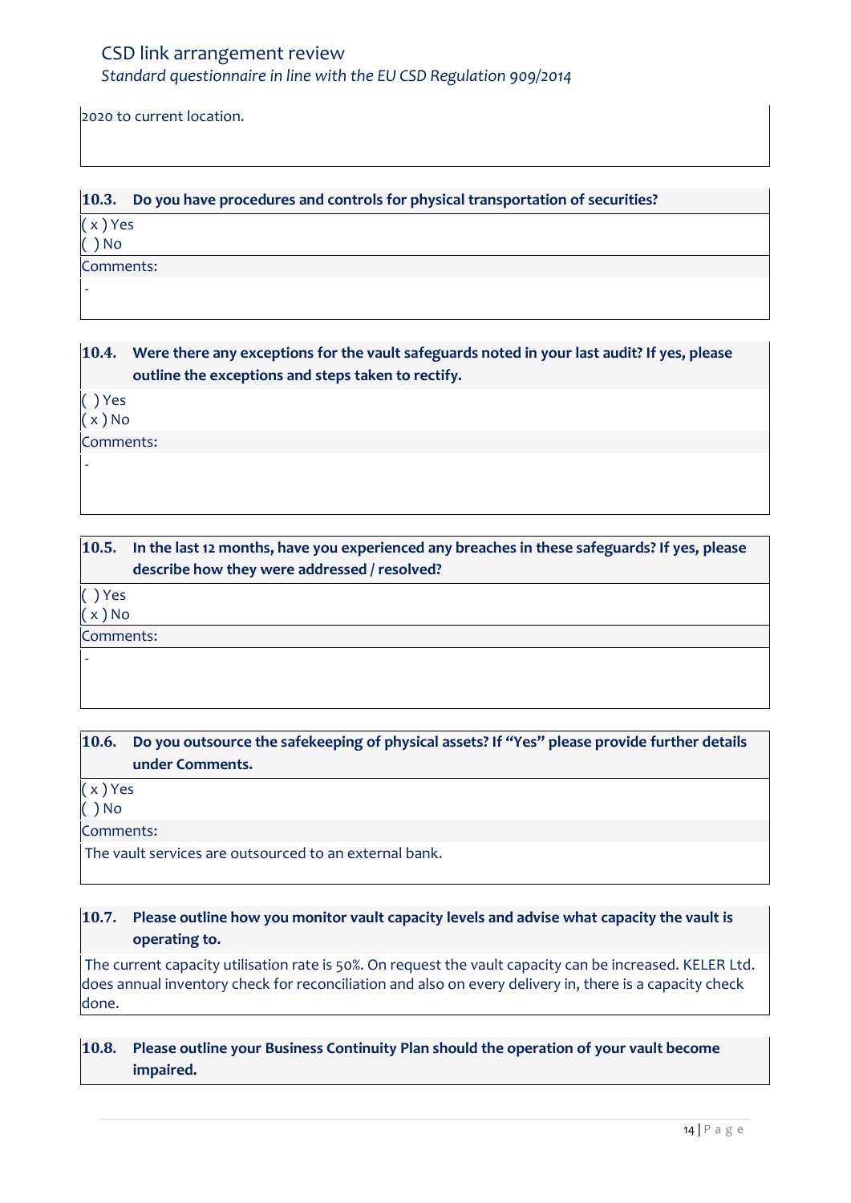2020 to current location.

**10.3. Do you have procedures and controls for physical transportation of securities?**

( x ) Yes
( ) No

Comments:

-

**10.4. Were there any exceptions for the vault safeguards noted in your last audit? If yes, please outline the exceptions and steps taken to rectify.**

( ) Yes
( x ) No

Comments:

-

**10.5. In the last 12 months, have you experienced any breaches in these safeguards? If yes, please describe how they were addressed / resolved?**

( ) Yes
( x ) No

Comments:

-

**10.6. Do you outsource the safekeeping of physical assets? If "Yes" please provide further details under Comments.**

( x ) Yes
( ) No

Comments:

The vault services are outsourced to an external bank.

**10.7. Please outline how you monitor vault capacity levels and advise what capacity the vault is operating to.**

The current capacity utilisation rate is 50%. On request the vault capacity can be increased. KELER Ltd. does annual inventory check for reconciliation and also on every delivery in, there is a capacity check done.

**10.8. Please outline your Business Continuity Plan should the operation of your vault become impaired.**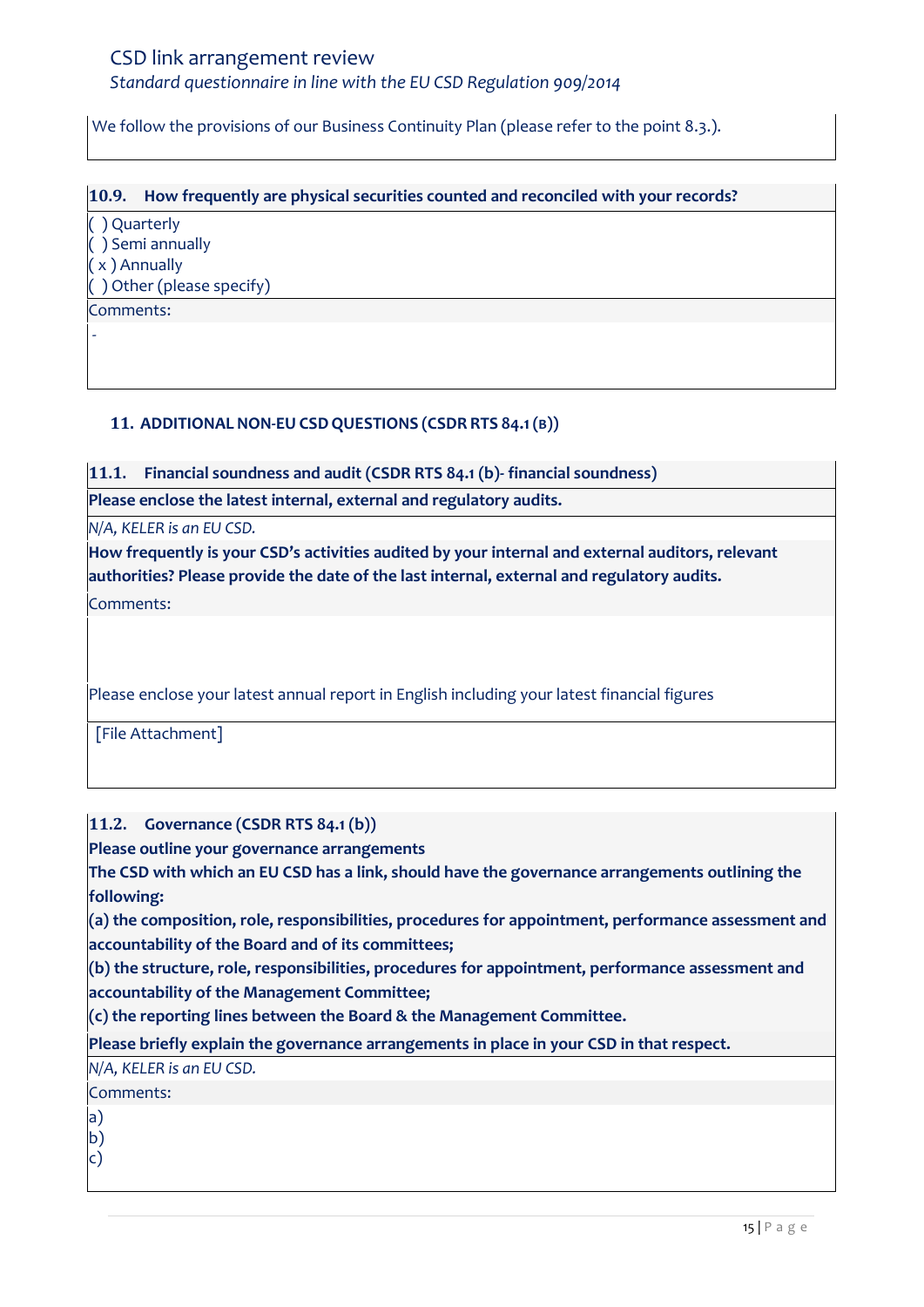We follow the provisions of our Business Continuity Plan (please refer to the point 8.3.).

**10.9. How frequently are physical securities counted and reconciled with your records?**

( ) Quarterly
( ) Semi annually
( x ) Annually
( ) Other (please specify)

Comments:

-

## 11. ADDITIONAL NON-EU CSD QUESTIONS (CSDR RTS 84.1 (B))

**11.1. Financial soundness and audit (CSDR RTS 84.1 (b)- financial soundness)**

**Please enclose the latest internal, external and regulatory audits.**

*N/A, KELER is an EU CSD.*

**How frequently is your CSD's activities audited by your internal and external auditors, relevant authorities? Please provide the date of the last internal, external and regulatory audits.**

Comments:

Please enclose your latest annual report in English including your latest financial figures

[File Attachment]

**11.2. Governance (CSDR RTS 84.1 (b))**

**Please outline your governance arrangements**

**The CSD with which an EU CSD has a link, should have the governance arrangements outlining the following:**

**(a) the composition, role, responsibilities, procedures for appointment, performance assessment and accountability of the Board and of its committees;**

**(b) the structure, role, responsibilities, procedures for appointment, performance assessment and accountability of the Management Committee;**

**(c) the reporting lines between the Board & the Management Committee.**

**Please briefly explain the governance arrangements in place in your CSD in that respect.**

*N/A, KELER is an EU CSD.*

Comments:

a)
b)
c)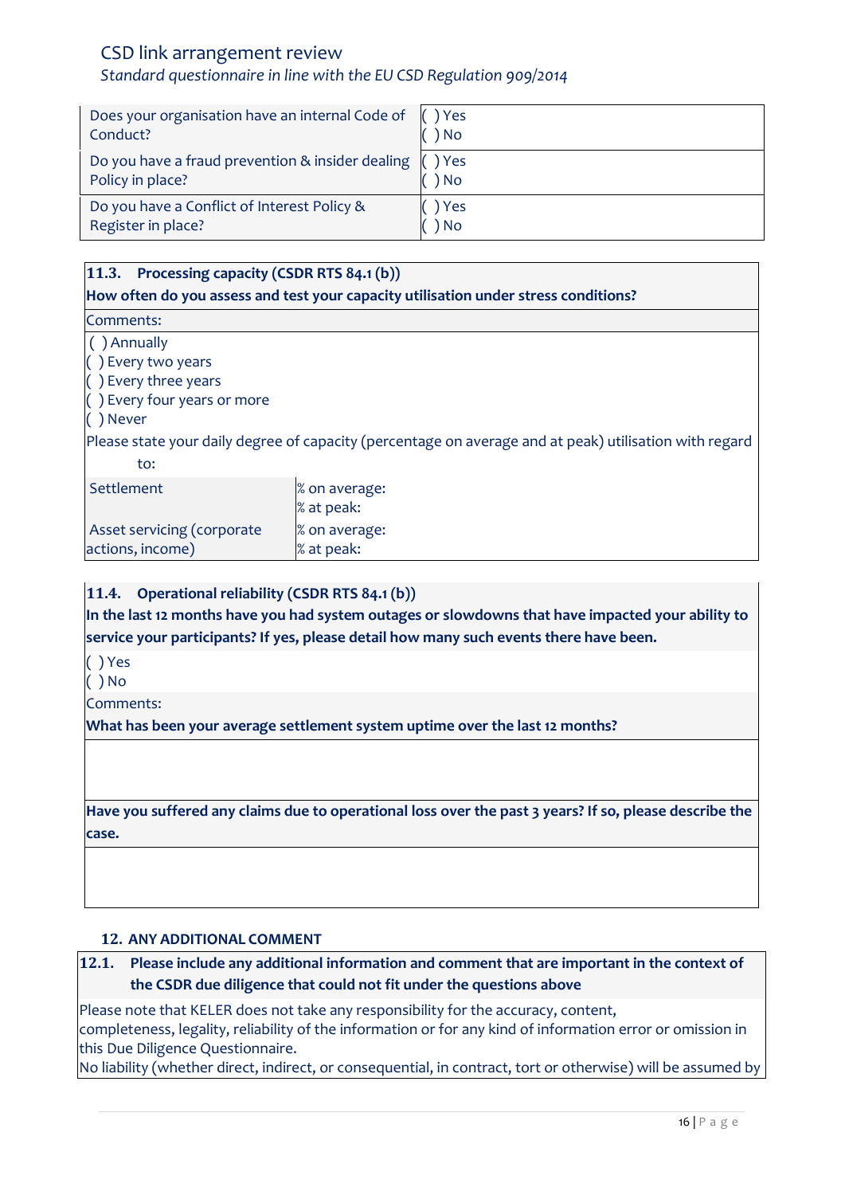| | |
|---|---|
| Does your organisation have an internal Code of Conduct? | ( ) Yes<br>( ) No |
| Do you have a fraud prevention & insider dealing Policy in place? | ( ) Yes<br>( ) No |
| Do you have a Conflict of Interest Policy & Register in place? | ( ) Yes<br>( ) No |

**11.3. Processing capacity (CSDR RTS 84.1 (b))**

**How often do you assess and test your capacity utilisation under stress conditions?**

Comments:

( ) Annually
( ) Every two years
( ) Every three years
( ) Every four years or more
( ) Never

Please state your daily degree of capacity (percentage on average and at peak) utilisation with regard to:

| | |
|---|---|
| Settlement | % on average:<br>% at peak: |
| Asset servicing (corporate actions, income) | % on average:<br>% at peak: |

**11.4. Operational reliability (CSDR RTS 84.1 (b))**

**In the last 12 months have you had system outages or slowdowns that have impacted your ability to service your participants? If yes, please detail how many such events there have been.**

( ) Yes
( ) No

Comments:

**What has been your average settlement system uptime over the last 12 months?**

**Have you suffered any claims due to operational loss over the past 3 years? If so, please describe the case.**

## 12. ANY ADDITIONAL COMMENT

**12.1. Please include any additional information and comment that are important in the context of the CSDR due diligence that could not fit under the questions above**

Please note that KELER does not take any responsibility for the accuracy, content, completeness, legality, reliability of the information or for any kind of information error or omission in this Due Diligence Questionnaire.

No liability (whether direct, indirect, or consequential, in contract, tort or otherwise) will be assumed by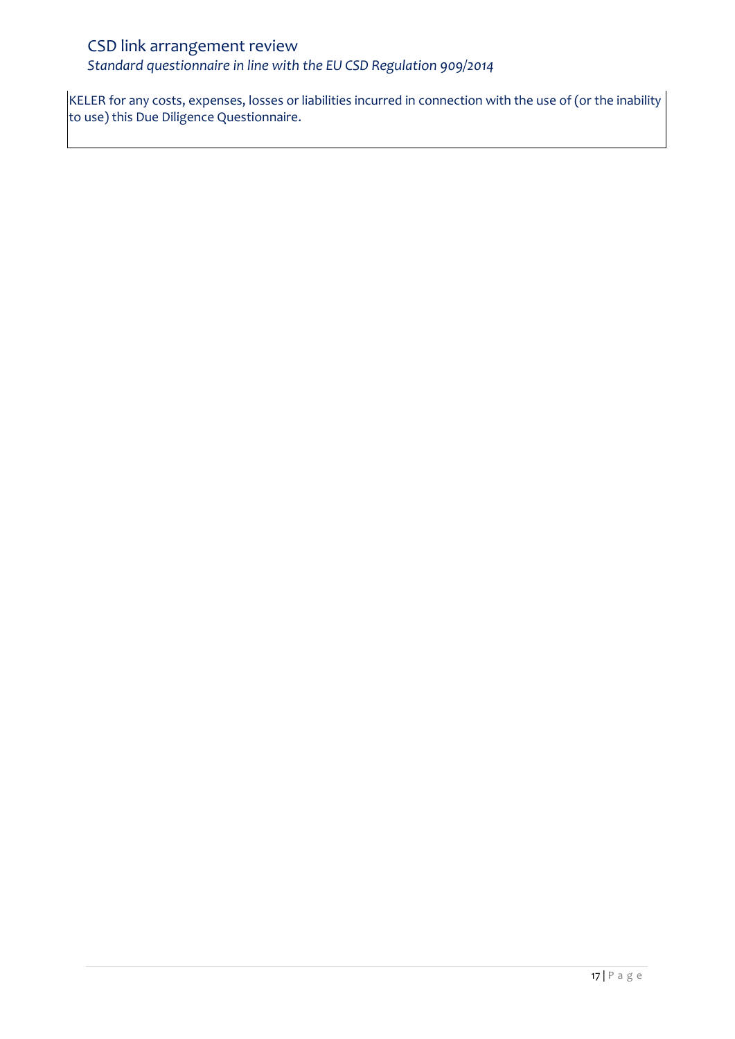KELER for any costs, expenses, losses or liabilities incurred in connection with the use of (or the inability to use) this Due Diligence Questionnaire.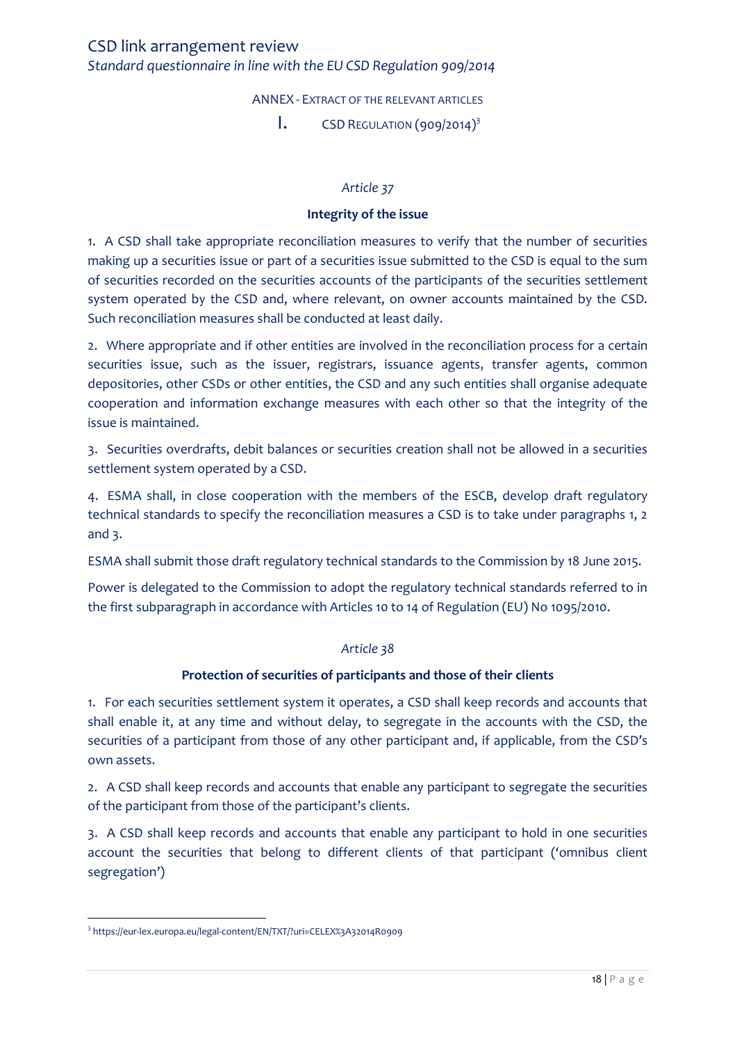ANNEX - EXTRACT OF THE RELEVANT ARTICLES

## I. CSD REGULATION (909/2014)[3]

*Article 37*

**Integrity of the issue**

1. A CSD shall take appropriate reconciliation measures to verify that the number of securities making up a securities issue or part of a securities issue submitted to the CSD is equal to the sum of securities recorded on the securities accounts of the participants of the securities settlement system operated by the CSD and, where relevant, on owner accounts maintained by the CSD. Such reconciliation measures shall be conducted at least daily.

2. Where appropriate and if other entities are involved in the reconciliation process for a certain securities issue, such as the issuer, registrars, issuance agents, transfer agents, common depositories, other CSDs or other entities, the CSD and any such entities shall organise adequate cooperation and information exchange measures with each other so that the integrity of the issue is maintained.

3. Securities overdrafts, debit balances or securities creation shall not be allowed in a securities settlement system operated by a CSD.

4. ESMA shall, in close cooperation with the members of the ESCB, develop draft regulatory technical standards to specify the reconciliation measures a CSD is to take under paragraphs 1, 2 and 3.

ESMA shall submit those draft regulatory technical standards to the Commission by 18 June 2015.

Power is delegated to the Commission to adopt the regulatory technical standards referred to in the first subparagraph in accordance with Articles 10 to 14 of Regulation (EU) No 1095/2010.

*Article 38*

**Protection of securities of participants and those of their clients**

1. For each securities settlement system it operates, a CSD shall keep records and accounts that shall enable it, at any time and without delay, to segregate in the accounts with the CSD, the securities of a participant from those of any other participant and, if applicable, from the CSD's own assets.

2. A CSD shall keep records and accounts that enable any participant to segregate the securities of the participant from those of the participant's clients.

3. A CSD shall keep records and accounts that enable any participant to hold in one securities account the securities that belong to different clients of that participant ('omnibus client segregation')

---

[3] https://eur-lex.europa.eu/legal-content/EN/TXT/?uri=CELEX%3A32014R0909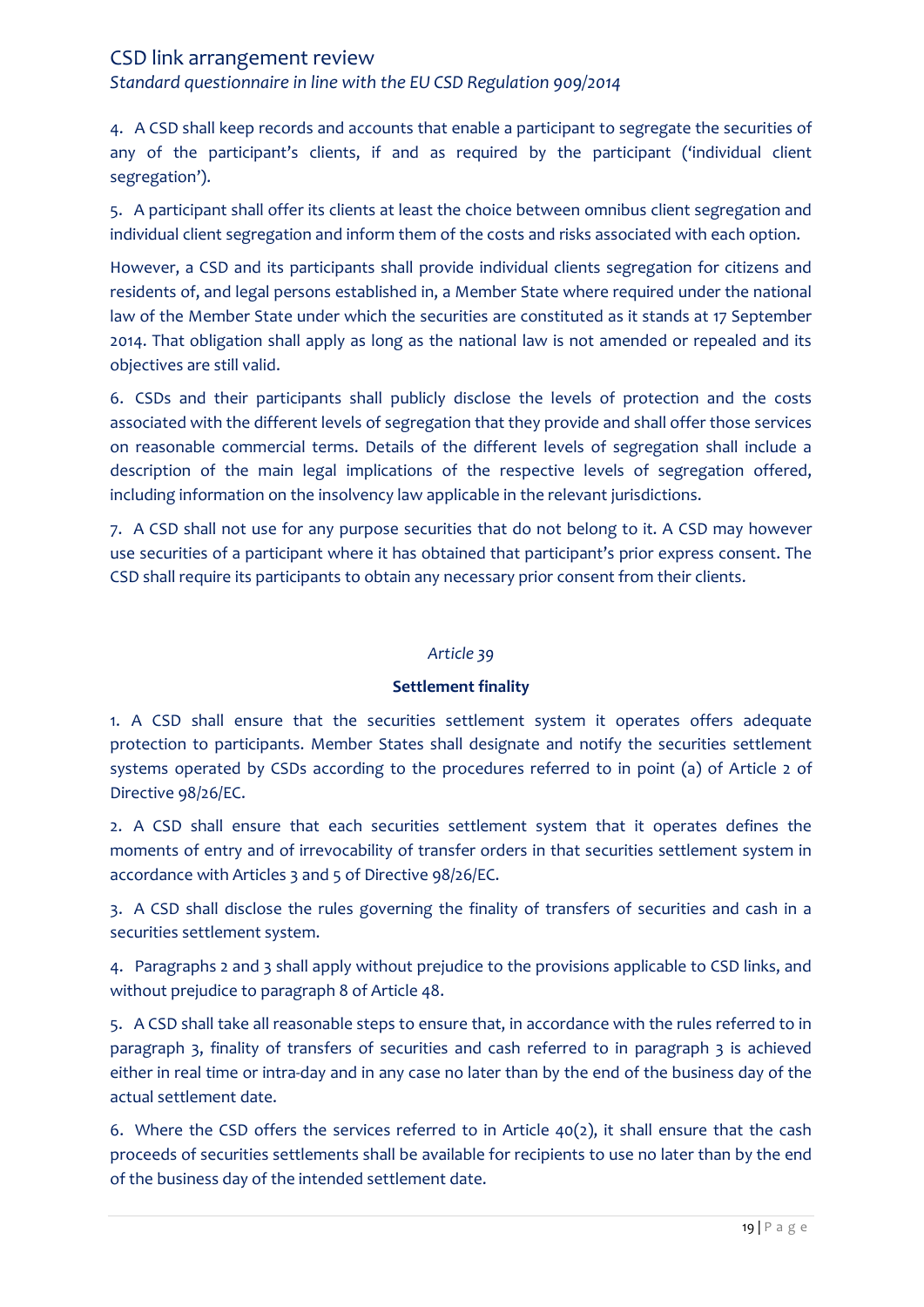4. A CSD shall keep records and accounts that enable a participant to segregate the securities of any of the participant's clients, if and as required by the participant ('individual client segregation').

5. A participant shall offer its clients at least the choice between omnibus client segregation and individual client segregation and inform them of the costs and risks associated with each option.

However, a CSD and its participants shall provide individual clients segregation for citizens and residents of, and legal persons established in, a Member State where required under the national law of the Member State under which the securities are constituted as it stands at 17 September 2014. That obligation shall apply as long as the national law is not amended or repealed and its objectives are still valid.

6. CSDs and their participants shall publicly disclose the levels of protection and the costs associated with the different levels of segregation that they provide and shall offer those services on reasonable commercial terms. Details of the different levels of segregation shall include a description of the main legal implications of the respective levels of segregation offered, including information on the insolvency law applicable in the relevant jurisdictions.

7. A CSD shall not use for any purpose securities that do not belong to it. A CSD may however use securities of a participant where it has obtained that participant's prior express consent. The CSD shall require its participants to obtain any necessary prior consent from their clients.

*Article 39*

**Settlement finality**

1. A CSD shall ensure that the securities settlement system it operates offers adequate protection to participants. Member States shall designate and notify the securities settlement systems operated by CSDs according to the procedures referred to in point (a) of Article 2 of Directive 98/26/EC.

2. A CSD shall ensure that each securities settlement system that it operates defines the moments of entry and of irrevocability of transfer orders in that securities settlement system in accordance with Articles 3 and 5 of Directive 98/26/EC.

3. A CSD shall disclose the rules governing the finality of transfers of securities and cash in a securities settlement system.

4. Paragraphs 2 and 3 shall apply without prejudice to the provisions applicable to CSD links, and without prejudice to paragraph 8 of Article 48.

5. A CSD shall take all reasonable steps to ensure that, in accordance with the rules referred to in paragraph 3, finality of transfers of securities and cash referred to in paragraph 3 is achieved either in real time or intra-day and in any case no later than by the end of the business day of the actual settlement date.

6. Where the CSD offers the services referred to in Article 40(2), it shall ensure that the cash proceeds of securities settlements shall be available for recipients to use no later than by the end of the business day of the intended settlement date.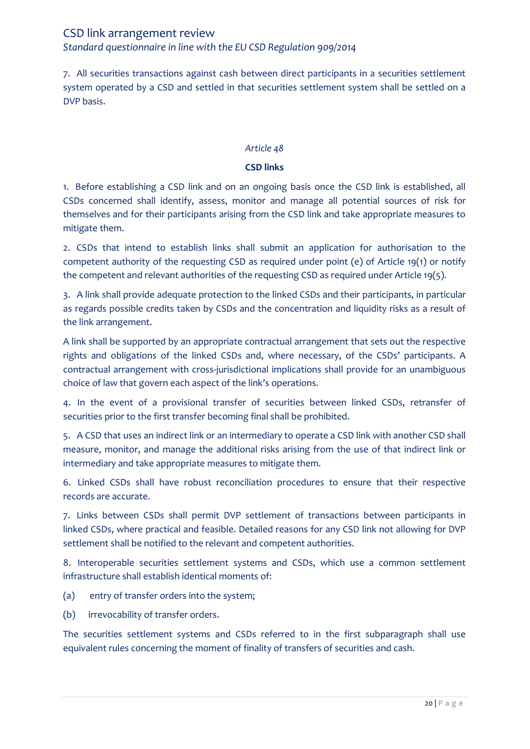7. All securities transactions against cash between direct participants in a securities settlement system operated by a CSD and settled in that securities settlement system shall be settled on a DVP basis.

*Article 48*

**CSD links**

1. Before establishing a CSD link and on an ongoing basis once the CSD link is established, all CSDs concerned shall identify, assess, monitor and manage all potential sources of risk for themselves and for their participants arising from the CSD link and take appropriate measures to mitigate them.

2. CSDs that intend to establish links shall submit an application for authorisation to the competent authority of the requesting CSD as required under point (e) of Article 19(1) or notify the competent and relevant authorities of the requesting CSD as required under Article 19(5).

3. A link shall provide adequate protection to the linked CSDs and their participants, in particular as regards possible credits taken by CSDs and the concentration and liquidity risks as a result of the link arrangement.

A link shall be supported by an appropriate contractual arrangement that sets out the respective rights and obligations of the linked CSDs and, where necessary, of the CSDs' participants. A contractual arrangement with cross-jurisdictional implications shall provide for an unambiguous choice of law that govern each aspect of the link's operations.

4. In the event of a provisional transfer of securities between linked CSDs, retransfer of securities prior to the first transfer becoming final shall be prohibited.

5. A CSD that uses an indirect link or an intermediary to operate a CSD link with another CSD shall measure, monitor, and manage the additional risks arising from the use of that indirect link or intermediary and take appropriate measures to mitigate them.

6. Linked CSDs shall have robust reconciliation procedures to ensure that their respective records are accurate.

7. Links between CSDs shall permit DVP settlement of transactions between participants in linked CSDs, where practical and feasible. Detailed reasons for any CSD link not allowing for DVP settlement shall be notified to the relevant and competent authorities.

8. Interoperable securities settlement systems and CSDs, which use a common settlement infrastructure shall establish identical moments of:

(a) entry of transfer orders into the system;

(b) irrevocability of transfer orders.

The securities settlement systems and CSDs referred to in the first subparagraph shall use equivalent rules concerning the moment of finality of transfers of securities and cash.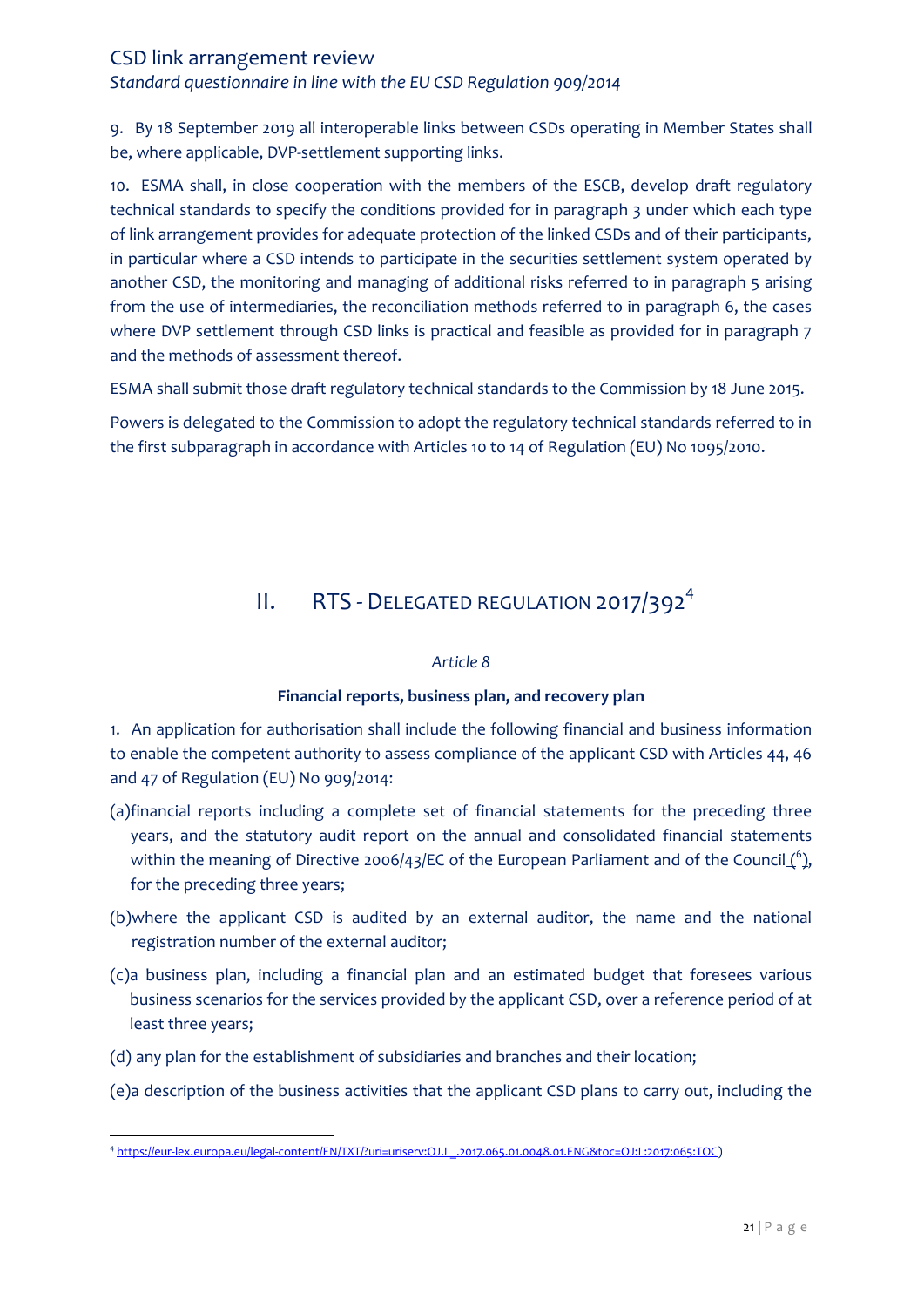9. By 18 September 2019 all interoperable links between CSDs operating in Member States shall be, where applicable, DVP-settlement supporting links.

10. ESMA shall, in close cooperation with the members of the ESCB, develop draft regulatory technical standards to specify the conditions provided for in paragraph 3 under which each type of link arrangement provides for adequate protection of the linked CSDs and of their participants, in particular where a CSD intends to participate in the securities settlement system operated by another CSD, the monitoring and managing of additional risks referred to in paragraph 5 arising from the use of intermediaries, the reconciliation methods referred to in paragraph 6, the cases where DVP settlement through CSD links is practical and feasible as provided for in paragraph 7 and the methods of assessment thereof.

ESMA shall submit those draft regulatory technical standards to the Commission by 18 June 2015.

Powers is delegated to the Commission to adopt the regulatory technical standards referred to in the first subparagraph in accordance with Articles 10 to 14 of Regulation (EU) No 1095/2010.

## II. RTS - Delegated Regulation 2017/392[4]

*Article 8*

**Financial reports, business plan, and recovery plan**

1. An application for authorisation shall include the following financial and business information to enable the competent authority to assess compliance of the applicant CSD with Articles 44, 46 and 47 of Regulation (EU) No 909/2014:

(a) financial reports including a complete set of financial statements for the preceding three years, and the statutory audit report on the annual and consolidated financial statements within the meaning of Directive 2006/43/EC of the European Parliament and of the Council ([6]), for the preceding three years;

(b) where the applicant CSD is audited by an external auditor, the name and the national registration number of the external auditor;

(c) a business plan, including a financial plan and an estimated budget that foresees various business scenarios for the services provided by the applicant CSD, over a reference period of at least three years;

(d) any plan for the establishment of subsidiaries and branches and their location;

(e) a description of the business activities that the applicant CSD plans to carry out, including the

[4] https://eur-lex.europa.eu/legal-content/EN/TXT/?uri=uriserv:OJ.L_.2017.065.01.0048.01.ENG&toc=OJ:L:2017:065:TOC)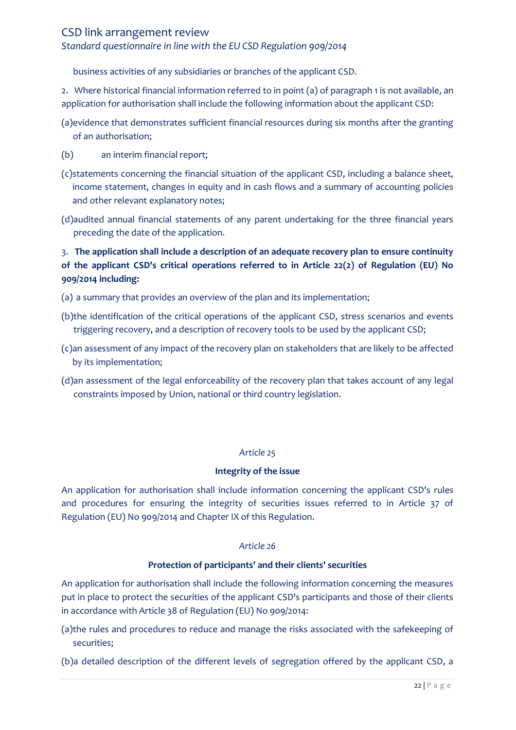business activities of any subsidiaries or branches of the applicant CSD.

2. Where historical financial information referred to in point (a) of paragraph 1 is not available, an application for authorisation shall include the following information about the applicant CSD:

(a) evidence that demonstrates sufficient financial resources during six months after the granting of an authorisation;

(b) an interim financial report;

(c) statements concerning the financial situation of the applicant CSD, including a balance sheet, income statement, changes in equity and in cash flows and a summary of accounting policies and other relevant explanatory notes;

(d) audited annual financial statements of any parent undertaking for the three financial years preceding the date of the application.

3. **The application shall include a description of an adequate recovery plan to ensure continuity of the applicant CSD's critical operations referred to in Article 22(2) of Regulation (EU) No 909/2014 including:**

(a) a summary that provides an overview of the plan and its implementation;

(b) the identification of the critical operations of the applicant CSD, stress scenarios and events triggering recovery, and a description of recovery tools to be used by the applicant CSD;

(c) an assessment of any impact of the recovery plan on stakeholders that are likely to be affected by its implementation;

(d) an assessment of the legal enforceability of the recovery plan that takes account of any legal constraints imposed by Union, national or third country legislation.

*Article 25*

**Integrity of the issue**

An application for authorisation shall include information concerning the applicant CSD's rules and procedures for ensuring the integrity of securities issues referred to in Article 37 of Regulation (EU) No 909/2014 and Chapter IX of this Regulation.

*Article 26*

**Protection of participants' and their clients' securities**

An application for authorisation shall include the following information concerning the measures put in place to protect the securities of the applicant CSD's participants and those of their clients in accordance with Article 38 of Regulation (EU) No 909/2014:

(a) the rules and procedures to reduce and manage the risks associated with the safekeeping of securities;

(b) a detailed description of the different levels of segregation offered by the applicant CSD, a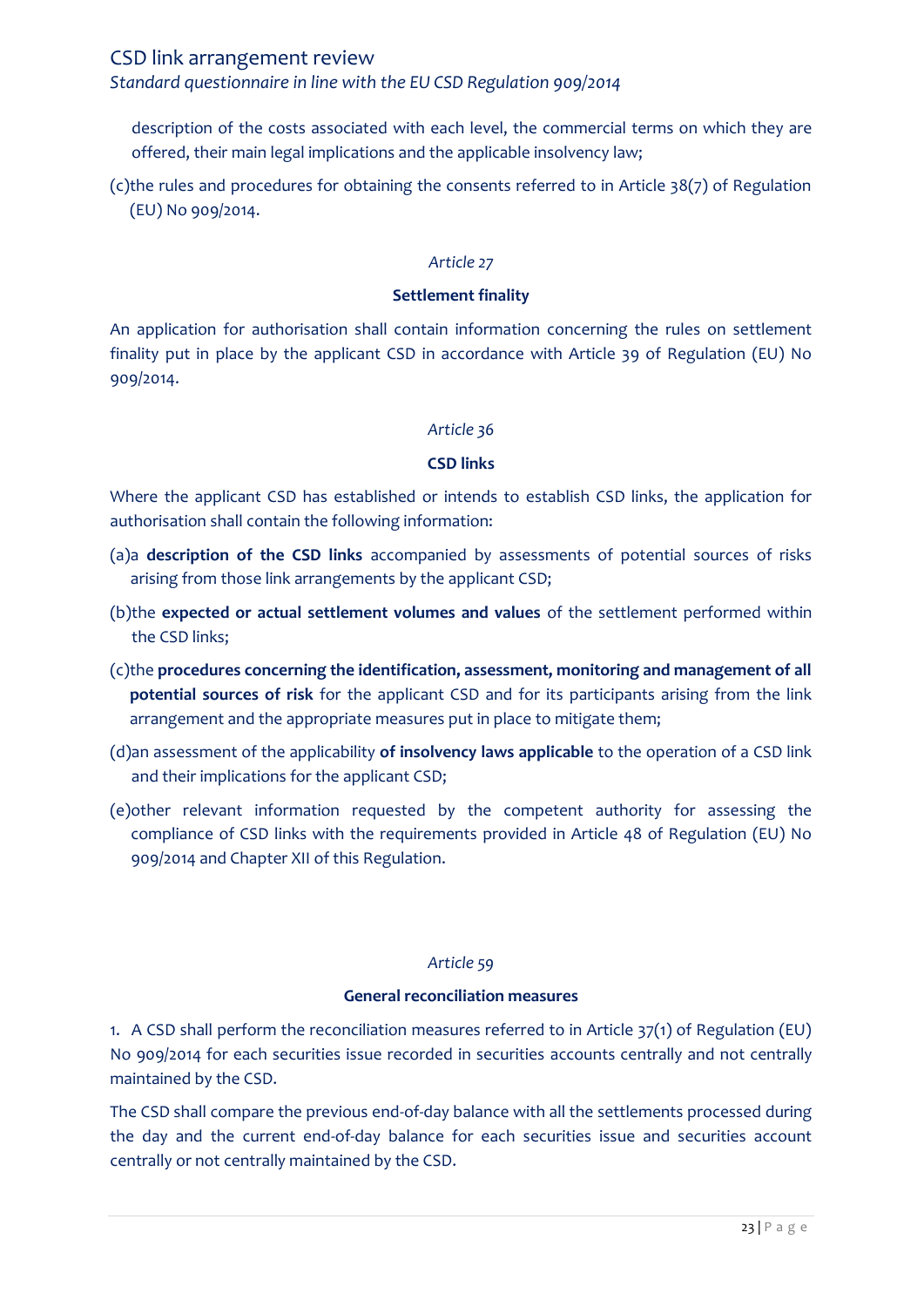description of the costs associated with each level, the commercial terms on which they are offered, their main legal implications and the applicable insolvency law;

(c)the rules and procedures for obtaining the consents referred to in Article 38(7) of Regulation (EU) No 909/2014.

*Article 27*

**Settlement finality**

An application for authorisation shall contain information concerning the rules on settlement finality put in place by the applicant CSD in accordance with Article 39 of Regulation (EU) No 909/2014.

*Article 36*

**CSD links**

Where the applicant CSD has established or intends to establish CSD links, the application for authorisation shall contain the following information:

(a)a **description of the CSD links** accompanied by assessments of potential sources of risks arising from those link arrangements by the applicant CSD;

(b)the **expected or actual settlement volumes and values** of the settlement performed within the CSD links;

(c)the **procedures concerning the identification, assessment, monitoring and management of all potential sources of risk** for the applicant CSD and for its participants arising from the link arrangement and the appropriate measures put in place to mitigate them;

(d)an assessment of the applicability **of insolvency laws applicable** to the operation of a CSD link and their implications for the applicant CSD;

(e)other relevant information requested by the competent authority for assessing the compliance of CSD links with the requirements provided in Article 48 of Regulation (EU) No 909/2014 and Chapter XII of this Regulation.

*Article 59*

**General reconciliation measures**

1. A CSD shall perform the reconciliation measures referred to in Article 37(1) of Regulation (EU) No 909/2014 for each securities issue recorded in securities accounts centrally and not centrally maintained by the CSD.

The CSD shall compare the previous end-of-day balance with all the settlements processed during the day and the current end-of-day balance for each securities issue and securities account centrally or not centrally maintained by the CSD.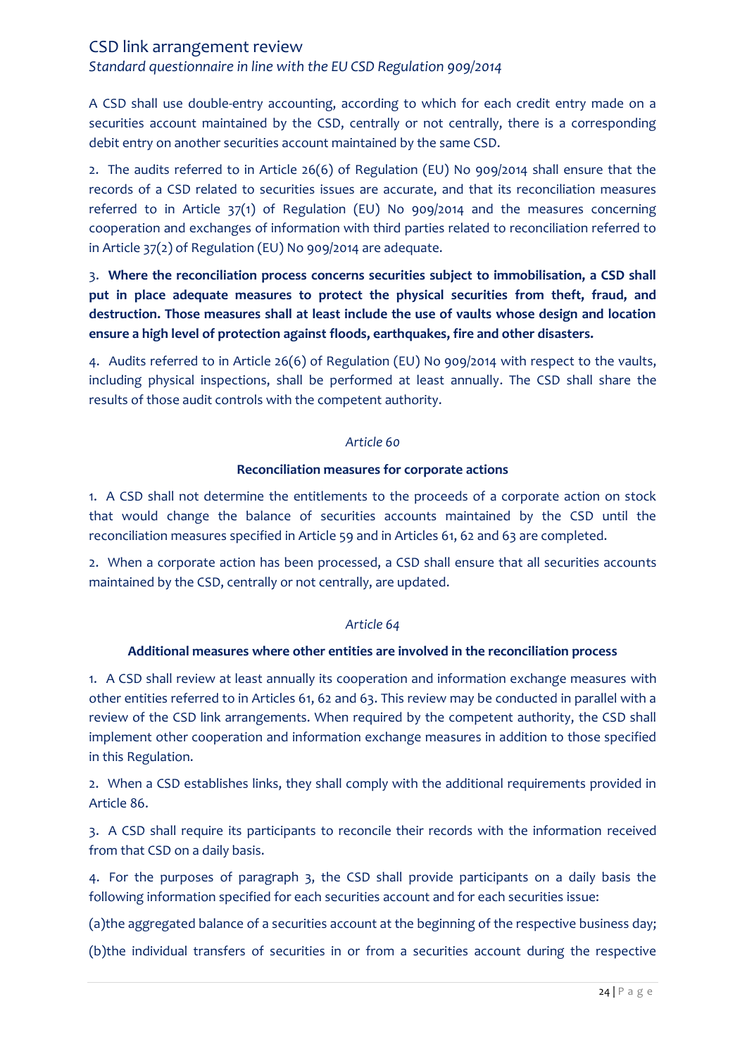A CSD shall use double-entry accounting, according to which for each credit entry made on a securities account maintained by the CSD, centrally or not centrally, there is a corresponding debit entry on another securities account maintained by the same CSD.

2. The audits referred to in Article 26(6) of Regulation (EU) No 909/2014 shall ensure that the records of a CSD related to securities issues are accurate, and that its reconciliation measures referred to in Article 37(1) of Regulation (EU) No 909/2014 and the measures concerning cooperation and exchanges of information with third parties related to reconciliation referred to in Article 37(2) of Regulation (EU) No 909/2014 are adequate.

3. **Where the reconciliation process concerns securities subject to immobilisation, a CSD shall put in place adequate measures to protect the physical securities from theft, fraud, and destruction. Those measures shall at least include the use of vaults whose design and location ensure a high level of protection against floods, earthquakes, fire and other disasters.**

4. Audits referred to in Article 26(6) of Regulation (EU) No 909/2014 with respect to the vaults, including physical inspections, shall be performed at least annually. The CSD shall share the results of those audit controls with the competent authority.

*Article 60*

**Reconciliation measures for corporate actions**

1. A CSD shall not determine the entitlements to the proceeds of a corporate action on stock that would change the balance of securities accounts maintained by the CSD until the reconciliation measures specified in Article 59 and in Articles 61, 62 and 63 are completed.

2. When a corporate action has been processed, a CSD shall ensure that all securities accounts maintained by the CSD, centrally or not centrally, are updated.

*Article 64*

**Additional measures where other entities are involved in the reconciliation process**

1. A CSD shall review at least annually its cooperation and information exchange measures with other entities referred to in Articles 61, 62 and 63. This review may be conducted in parallel with a review of the CSD link arrangements. When required by the competent authority, the CSD shall implement other cooperation and information exchange measures in addition to those specified in this Regulation.

2. When a CSD establishes links, they shall comply with the additional requirements provided in Article 86.

3. A CSD shall require its participants to reconcile their records with the information received from that CSD on a daily basis.

4. For the purposes of paragraph 3, the CSD shall provide participants on a daily basis the following information specified for each securities account and for each securities issue:

(a)the aggregated balance of a securities account at the beginning of the respective business day;

(b)the individual transfers of securities in or from a securities account during the respective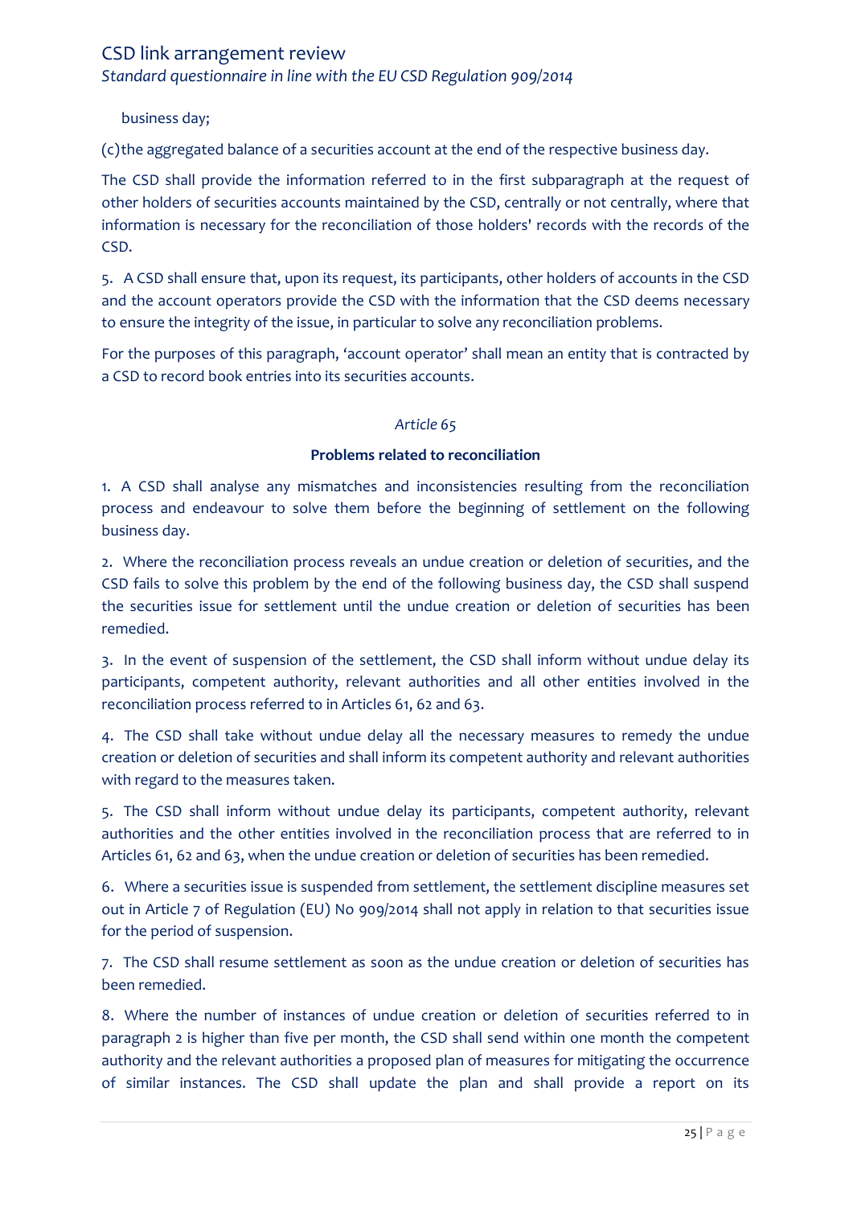business day;

(c)the aggregated balance of a securities account at the end of the respective business day.

The CSD shall provide the information referred to in the first subparagraph at the request of other holders of securities accounts maintained by the CSD, centrally or not centrally, where that information is necessary for the reconciliation of those holders' records with the records of the CSD.

5. A CSD shall ensure that, upon its request, its participants, other holders of accounts in the CSD and the account operators provide the CSD with the information that the CSD deems necessary to ensure the integrity of the issue, in particular to solve any reconciliation problems.

For the purposes of this paragraph, 'account operator' shall mean an entity that is contracted by a CSD to record book entries into its securities accounts.

*Article 65*

**Problems related to reconciliation**

1. A CSD shall analyse any mismatches and inconsistencies resulting from the reconciliation process and endeavour to solve them before the beginning of settlement on the following business day.

2. Where the reconciliation process reveals an undue creation or deletion of securities, and the CSD fails to solve this problem by the end of the following business day, the CSD shall suspend the securities issue for settlement until the undue creation or deletion of securities has been remedied.

3. In the event of suspension of the settlement, the CSD shall inform without undue delay its participants, competent authority, relevant authorities and all other entities involved in the reconciliation process referred to in Articles 61, 62 and 63.

4. The CSD shall take without undue delay all the necessary measures to remedy the undue creation or deletion of securities and shall inform its competent authority and relevant authorities with regard to the measures taken.

5. The CSD shall inform without undue delay its participants, competent authority, relevant authorities and the other entities involved in the reconciliation process that are referred to in Articles 61, 62 and 63, when the undue creation or deletion of securities has been remedied.

6. Where a securities issue is suspended from settlement, the settlement discipline measures set out in Article 7 of Regulation (EU) No 909/2014 shall not apply in relation to that securities issue for the period of suspension.

7. The CSD shall resume settlement as soon as the undue creation or deletion of securities has been remedied.

8. Where the number of instances of undue creation or deletion of securities referred to in paragraph 2 is higher than five per month, the CSD shall send within one month the competent authority and the relevant authorities a proposed plan of measures for mitigating the occurrence of similar instances. The CSD shall update the plan and shall provide a report on its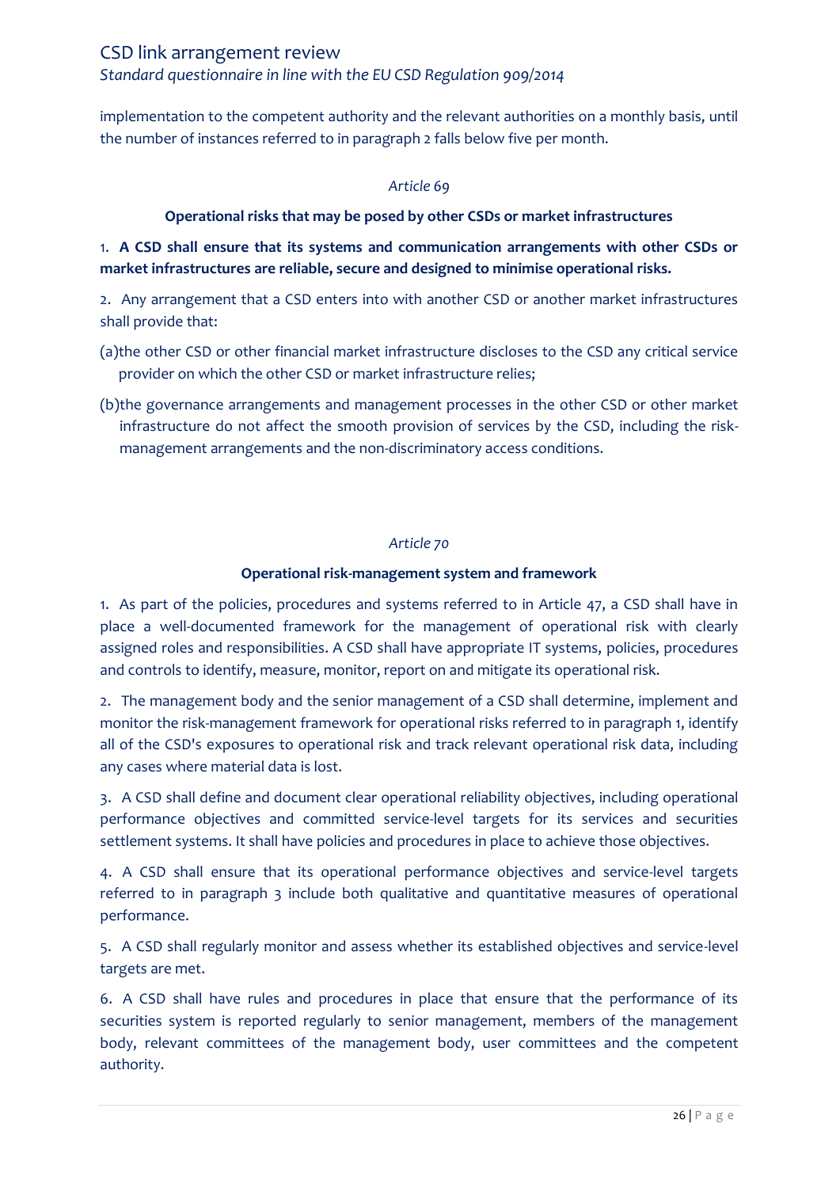implementation to the competent authority and the relevant authorities on a monthly basis, until the number of instances referred to in paragraph 2 falls below five per month.

*Article 69*

**Operational risks that may be posed by other CSDs or market infrastructures**

1. **A CSD shall ensure that its systems and communication arrangements with other CSDs or market infrastructures are reliable, secure and designed to minimise operational risks.**

2. Any arrangement that a CSD enters into with another CSD or another market infrastructures shall provide that:

(a) the other CSD or other financial market infrastructure discloses to the CSD any critical service provider on which the other CSD or market infrastructure relies;

(b) the governance arrangements and management processes in the other CSD or other market infrastructure do not affect the smooth provision of services by the CSD, including the risk-management arrangements and the non-discriminatory access conditions.

*Article 70*

**Operational risk-management system and framework**

1. As part of the policies, procedures and systems referred to in Article 47, a CSD shall have in place a well-documented framework for the management of operational risk with clearly assigned roles and responsibilities. A CSD shall have appropriate IT systems, policies, procedures and controls to identify, measure, monitor, report on and mitigate its operational risk.

2. The management body and the senior management of a CSD shall determine, implement and monitor the risk-management framework for operational risks referred to in paragraph 1, identify all of the CSD's exposures to operational risk and track relevant operational risk data, including any cases where material data is lost.

3. A CSD shall define and document clear operational reliability objectives, including operational performance objectives and committed service-level targets for its services and securities settlement systems. It shall have policies and procedures in place to achieve those objectives.

4. A CSD shall ensure that its operational performance objectives and service-level targets referred to in paragraph 3 include both qualitative and quantitative measures of operational performance.

5. A CSD shall regularly monitor and assess whether its established objectives and service-level targets are met.

6. A CSD shall have rules and procedures in place that ensure that the performance of its securities system is reported regularly to senior management, members of the management body, relevant committees of the management body, user committees and the competent authority.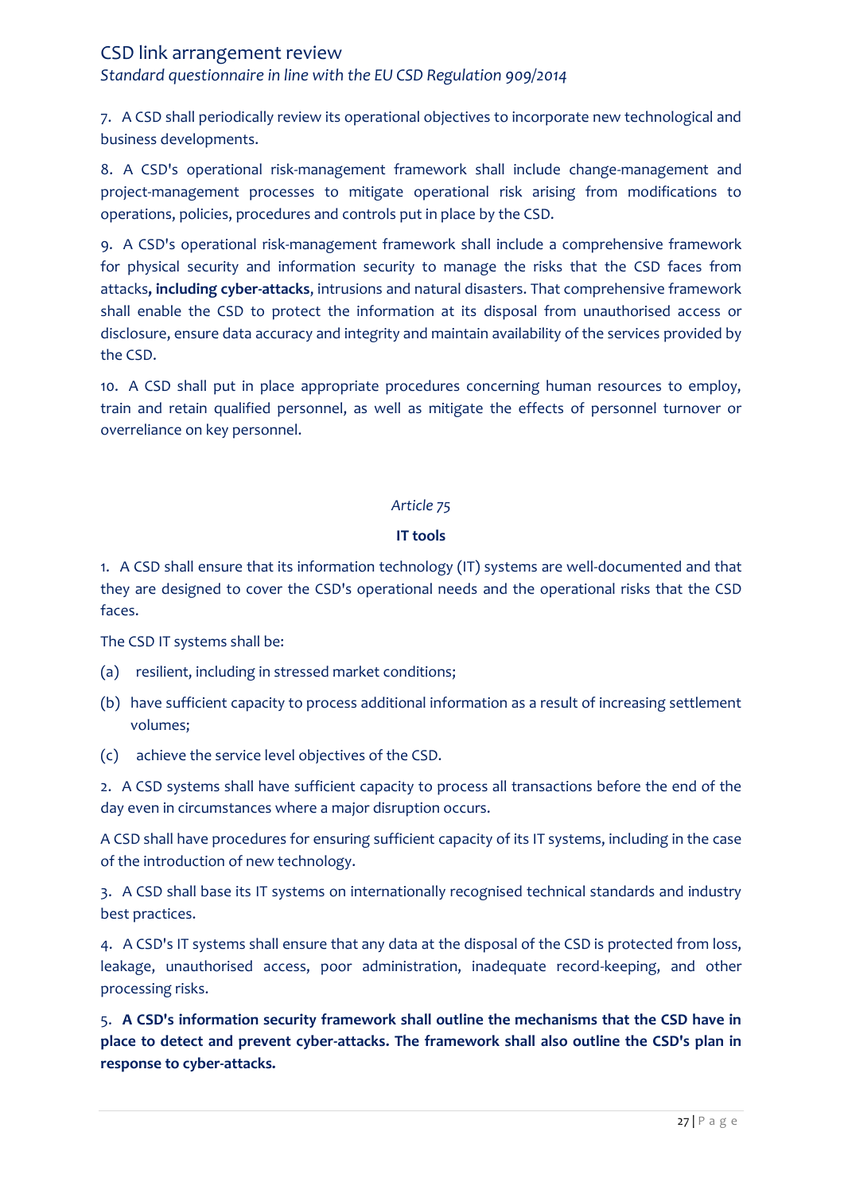7. A CSD shall periodically review its operational objectives to incorporate new technological and business developments.

8. A CSD's operational risk-management framework shall include change-management and project-management processes to mitigate operational risk arising from modifications to operations, policies, procedures and controls put in place by the CSD.

9. A CSD's operational risk-management framework shall include a comprehensive framework for physical security and information security to manage the risks that the CSD faces from attacks**, including cyber-attacks**, intrusions and natural disasters. That comprehensive framework shall enable the CSD to protect the information at its disposal from unauthorised access or disclosure, ensure data accuracy and integrity and maintain availability of the services provided by the CSD.

10. A CSD shall put in place appropriate procedures concerning human resources to employ, train and retain qualified personnel, as well as mitigate the effects of personnel turnover or overreliance on key personnel.

*Article 75*

**IT tools**

1. A CSD shall ensure that its information technology (IT) systems are well-documented and that they are designed to cover the CSD's operational needs and the operational risks that the CSD faces.

The CSD IT systems shall be:

(a) resilient, including in stressed market conditions;

(b) have sufficient capacity to process additional information as a result of increasing settlement volumes;

(c) achieve the service level objectives of the CSD.

2. A CSD systems shall have sufficient capacity to process all transactions before the end of the day even in circumstances where a major disruption occurs.

A CSD shall have procedures for ensuring sufficient capacity of its IT systems, including in the case of the introduction of new technology.

3. A CSD shall base its IT systems on internationally recognised technical standards and industry best practices.

4. A CSD's IT systems shall ensure that any data at the disposal of the CSD is protected from loss, leakage, unauthorised access, poor administration, inadequate record-keeping, and other processing risks.

5. **A CSD's information security framework shall outline the mechanisms that the CSD have in place to detect and prevent cyber-attacks. The framework shall also outline the CSD's plan in response to cyber-attacks.**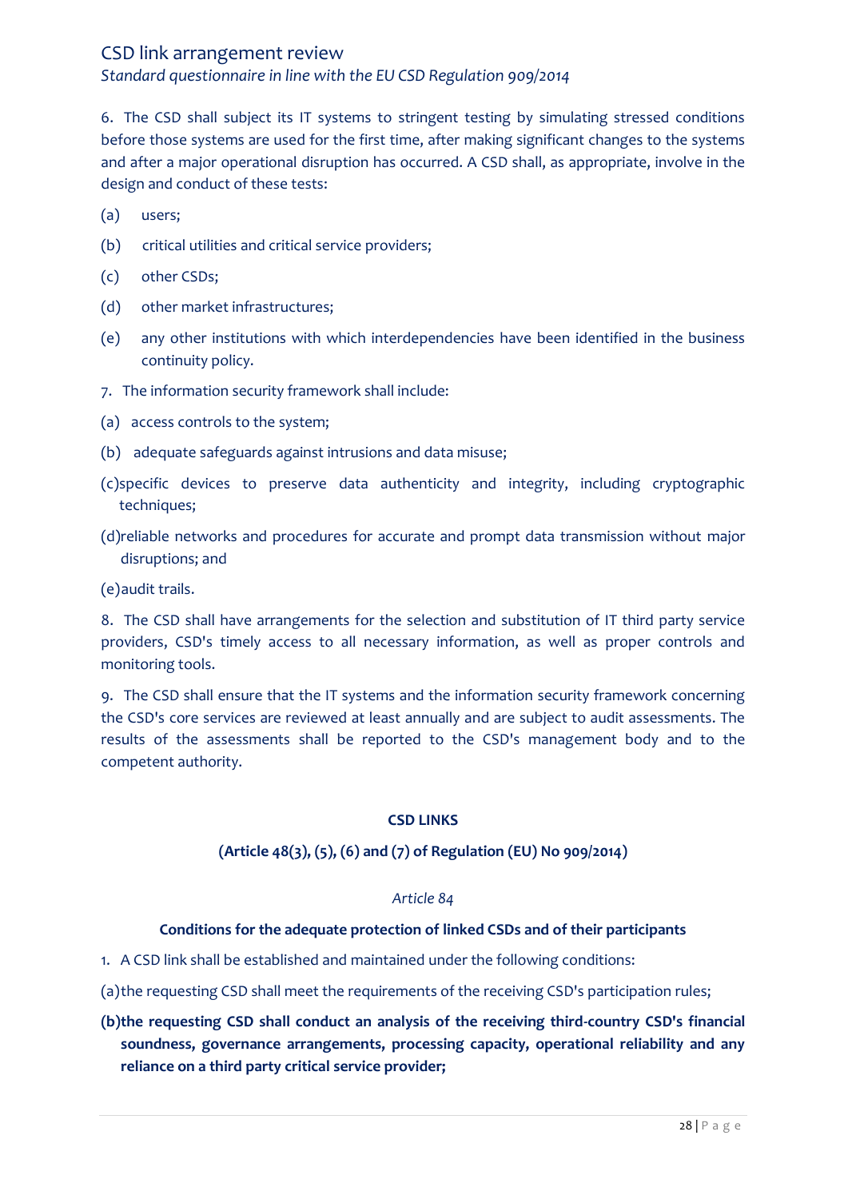6. The CSD shall subject its IT systems to stringent testing by simulating stressed conditions before those systems are used for the first time, after making significant changes to the systems and after a major operational disruption has occurred. A CSD shall, as appropriate, involve in the design and conduct of these tests:

(a) users;

(b) critical utilities and critical service providers;

(c) other CSDs;

(d) other market infrastructures;

(e) any other institutions with which interdependencies have been identified in the business continuity policy.

7. The information security framework shall include:

(a) access controls to the system;

(b) adequate safeguards against intrusions and data misuse;

(c) specific devices to preserve data authenticity and integrity, including cryptographic techniques;

(d) reliable networks and procedures for accurate and prompt data transmission without major disruptions; and

(e) audit trails.

8. The CSD shall have arrangements for the selection and substitution of IT third party service providers, CSD's timely access to all necessary information, as well as proper controls and monitoring tools.

9. The CSD shall ensure that the IT systems and the information security framework concerning the CSD's core services are reviewed at least annually and are subject to audit assessments. The results of the assessments shall be reported to the CSD's management body and to the competent authority.

**CSD LINKS**

**(Article 48(3), (5), (6) and (7) of Regulation (EU) No 909/2014)**

*Article 84*

**Conditions for the adequate protection of linked CSDs and of their participants**

1. A CSD link shall be established and maintained under the following conditions:

(a) the requesting CSD shall meet the requirements of the receiving CSD's participation rules;

**(b) the requesting CSD shall conduct an analysis of the receiving third-country CSD's financial soundness, governance arrangements, processing capacity, operational reliability and any reliance on a third party critical service provider;**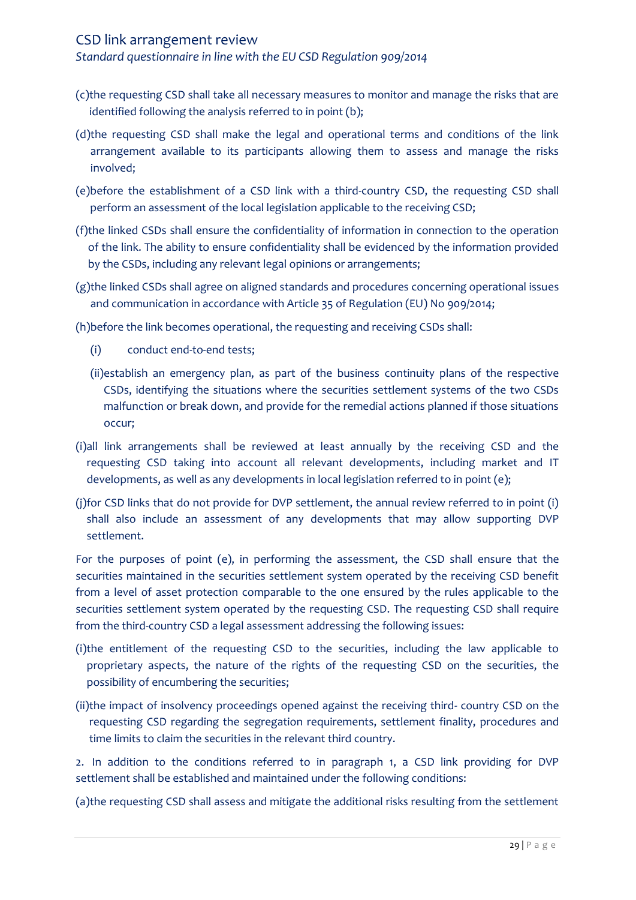(c) the requesting CSD shall take all necessary measures to monitor and manage the risks that are identified following the analysis referred to in point (b);

(d) the requesting CSD shall make the legal and operational terms and conditions of the link arrangement available to its participants allowing them to assess and manage the risks involved;

(e) before the establishment of a CSD link with a third-country CSD, the requesting CSD shall perform an assessment of the local legislation applicable to the receiving CSD;

(f) the linked CSDs shall ensure the confidentiality of information in connection to the operation of the link. The ability to ensure confidentiality shall be evidenced by the information provided by the CSDs, including any relevant legal opinions or arrangements;

(g) the linked CSDs shall agree on aligned standards and procedures concerning operational issues and communication in accordance with Article 35 of Regulation (EU) No 909/2014;

(h) before the link becomes operational, the requesting and receiving CSDs shall:

(i) conduct end-to-end tests;

(ii) establish an emergency plan, as part of the business continuity plans of the respective CSDs, identifying the situations where the securities settlement systems of the two CSDs malfunction or break down, and provide for the remedial actions planned if those situations occur;

(i) all link arrangements shall be reviewed at least annually by the receiving CSD and the requesting CSD taking into account all relevant developments, including market and IT developments, as well as any developments in local legislation referred to in point (e);

(j) for CSD links that do not provide for DVP settlement, the annual review referred to in point (i) shall also include an assessment of any developments that may allow supporting DVP settlement.

For the purposes of point (e), in performing the assessment, the CSD shall ensure that the securities maintained in the securities settlement system operated by the receiving CSD benefit from a level of asset protection comparable to the one ensured by the rules applicable to the securities settlement system operated by the requesting CSD. The requesting CSD shall require from the third-country CSD a legal assessment addressing the following issues:

(i) the entitlement of the requesting CSD to the securities, including the law applicable to proprietary aspects, the nature of the rights of the requesting CSD on the securities, the possibility of encumbering the securities;

(ii) the impact of insolvency proceedings opened against the receiving third- country CSD on the requesting CSD regarding the segregation requirements, settlement finality, procedures and time limits to claim the securities in the relevant third country.

2. In addition to the conditions referred to in paragraph 1, a CSD link providing for DVP settlement shall be established and maintained under the following conditions:

(a) the requesting CSD shall assess and mitigate the additional risks resulting from the settlement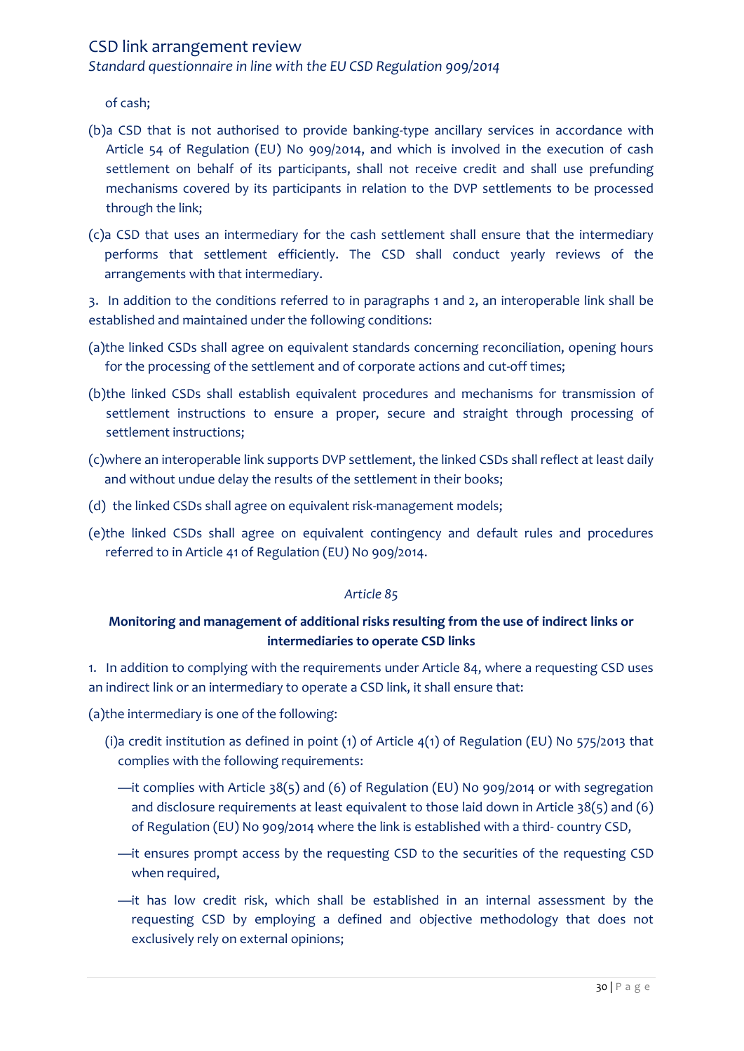of cash;

(b)a CSD that is not authorised to provide banking-type ancillary services in accordance with Article 54 of Regulation (EU) No 909/2014, and which is involved in the execution of cash settlement on behalf of its participants, shall not receive credit and shall use prefunding mechanisms covered by its participants in relation to the DVP settlements to be processed through the link;

(c)a CSD that uses an intermediary for the cash settlement shall ensure that the intermediary performs that settlement efficiently. The CSD shall conduct yearly reviews of the arrangements with that intermediary.

3. In addition to the conditions referred to in paragraphs 1 and 2, an interoperable link shall be established and maintained under the following conditions:

(a)the linked CSDs shall agree on equivalent standards concerning reconciliation, opening hours for the processing of the settlement and of corporate actions and cut-off times;

(b)the linked CSDs shall establish equivalent procedures and mechanisms for transmission of settlement instructions to ensure a proper, secure and straight through processing of settlement instructions;

(c)where an interoperable link supports DVP settlement, the linked CSDs shall reflect at least daily and without undue delay the results of the settlement in their books;

(d) the linked CSDs shall agree on equivalent risk-management models;

(e)the linked CSDs shall agree on equivalent contingency and default rules and procedures referred to in Article 41 of Regulation (EU) No 909/2014.

*Article 85*

**Monitoring and management of additional risks resulting from the use of indirect links or intermediaries to operate CSD links**

1. In addition to complying with the requirements under Article 84, where a requesting CSD uses an indirect link or an intermediary to operate a CSD link, it shall ensure that:

(a)the intermediary is one of the following:

(i)a credit institution as defined in point (1) of Article 4(1) of Regulation (EU) No 575/2013 that complies with the following requirements:

—it complies with Article 38(5) and (6) of Regulation (EU) No 909/2014 or with segregation and disclosure requirements at least equivalent to those laid down in Article 38(5) and (6) of Regulation (EU) No 909/2014 where the link is established with a third- country CSD,

—it ensures prompt access by the requesting CSD to the securities of the requesting CSD when required,

—it has low credit risk, which shall be established in an internal assessment by the requesting CSD by employing a defined and objective methodology that does not exclusively rely on external opinions;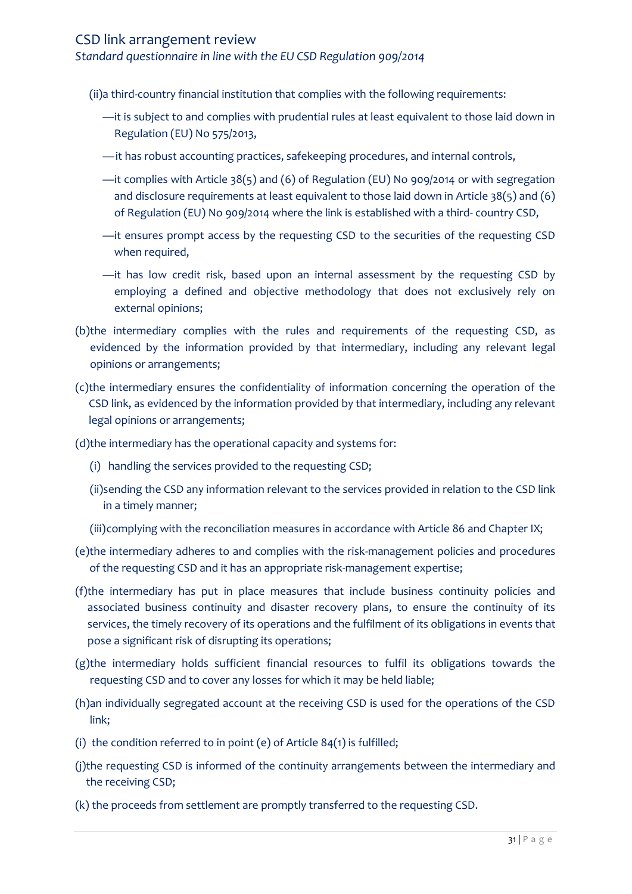(ii)a third-country financial institution that complies with the following requirements:

- —it is subject to and complies with prudential rules at least equivalent to those laid down in Regulation (EU) No 575/2013,
- —it has robust accounting practices, safekeeping procedures, and internal controls,
- —it complies with Article 38(5) and (6) of Regulation (EU) No 909/2014 or with segregation and disclosure requirements at least equivalent to those laid down in Article 38(5) and (6) of Regulation (EU) No 909/2014 where the link is established with a third- country CSD,
- —it ensures prompt access by the requesting CSD to the securities of the requesting CSD when required,
- —it has low credit risk, based upon an internal assessment by the requesting CSD by employing a defined and objective methodology that does not exclusively rely on external opinions;

(b)the intermediary complies with the rules and requirements of the requesting CSD, as evidenced by the information provided by that intermediary, including any relevant legal opinions or arrangements;

(c)the intermediary ensures the confidentiality of information concerning the operation of the CSD link, as evidenced by the information provided by that intermediary, including any relevant legal opinions or arrangements;

(d)the intermediary has the operational capacity and systems for:

(i) handling the services provided to the requesting CSD;

(ii)sending the CSD any information relevant to the services provided in relation to the CSD link in a timely manner;

(iii)complying with the reconciliation measures in accordance with Article 86 and Chapter IX;

(e)the intermediary adheres to and complies with the risk-management policies and procedures of the requesting CSD and it has an appropriate risk-management expertise;

(f)the intermediary has put in place measures that include business continuity policies and associated business continuity and disaster recovery plans, to ensure the continuity of its services, the timely recovery of its operations and the fulfilment of its obligations in events that pose a significant risk of disrupting its operations;

(g)the intermediary holds sufficient financial resources to fulfil its obligations towards the requesting CSD and to cover any losses for which it may be held liable;

(h)an individually segregated account at the receiving CSD is used for the operations of the CSD link;

(i) the condition referred to in point (e) of Article 84(1) is fulfilled;

(j)the requesting CSD is informed of the continuity arrangements between the intermediary and the receiving CSD;

(k) the proceeds from settlement are promptly transferred to the requesting CSD.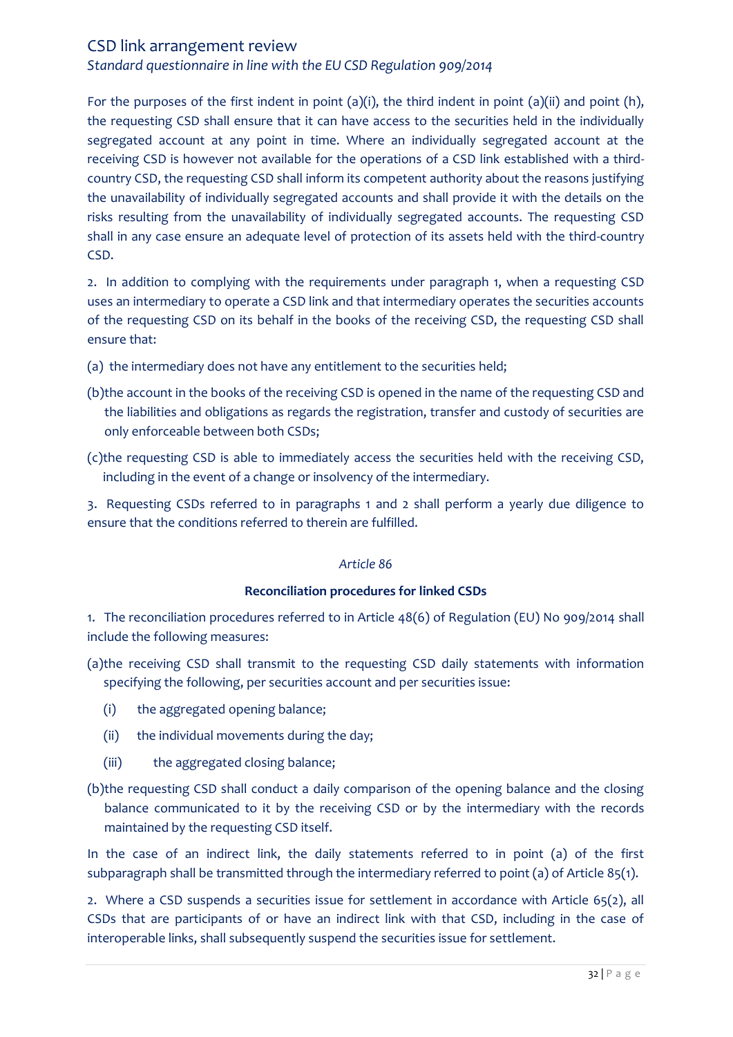For the purposes of the first indent in point (a)(i), the third indent in point (a)(ii) and point (h), the requesting CSD shall ensure that it can have access to the securities held in the individually segregated account at any point in time. Where an individually segregated account at the receiving CSD is however not available for the operations of a CSD link established with a third-country CSD, the requesting CSD shall inform its competent authority about the reasons justifying the unavailability of individually segregated accounts and shall provide it with the details on the risks resulting from the unavailability of individually segregated accounts. The requesting CSD shall in any case ensure an adequate level of protection of its assets held with the third-country CSD.

2. In addition to complying with the requirements under paragraph 1, when a requesting CSD uses an intermediary to operate a CSD link and that intermediary operates the securities accounts of the requesting CSD on its behalf in the books of the receiving CSD, the requesting CSD shall ensure that:

(a) the intermediary does not have any entitlement to the securities held;

(b) the account in the books of the receiving CSD is opened in the name of the requesting CSD and the liabilities and obligations as regards the registration, transfer and custody of securities are only enforceable between both CSDs;

(c) the requesting CSD is able to immediately access the securities held with the receiving CSD, including in the event of a change or insolvency of the intermediary.

3. Requesting CSDs referred to in paragraphs 1 and 2 shall perform a yearly due diligence to ensure that the conditions referred to therein are fulfilled.

*Article 86*

**Reconciliation procedures for linked CSDs**

1. The reconciliation procedures referred to in Article 48(6) of Regulation (EU) No 909/2014 shall include the following measures:

(a) the receiving CSD shall transmit to the requesting CSD daily statements with information specifying the following, per securities account and per securities issue:

(i) the aggregated opening balance;

(ii) the individual movements during the day;

(iii) the aggregated closing balance;

(b) the requesting CSD shall conduct a daily comparison of the opening balance and the closing balance communicated to it by the receiving CSD or by the intermediary with the records maintained by the requesting CSD itself.

In the case of an indirect link, the daily statements referred to in point (a) of the first subparagraph shall be transmitted through the intermediary referred to point (a) of Article 85(1).

2. Where a CSD suspends a securities issue for settlement in accordance with Article 65(2), all CSDs that are participants of or have an indirect link with that CSD, including in the case of interoperable links, shall subsequently suspend the securities issue for settlement.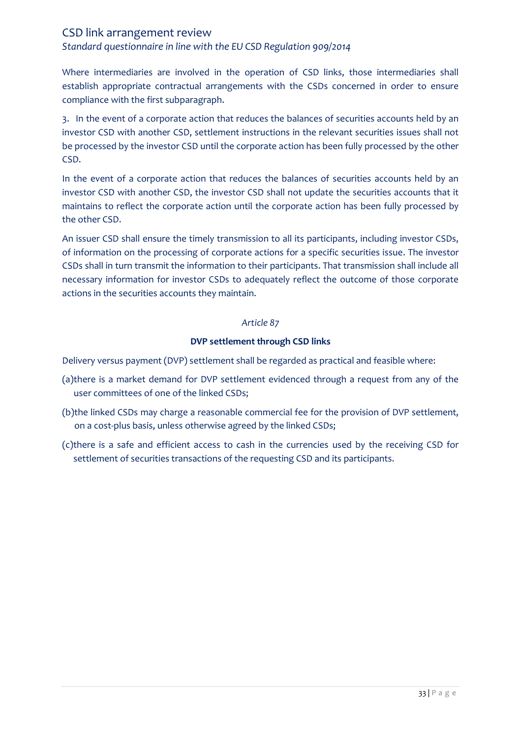Where intermediaries are involved in the operation of CSD links, those intermediaries shall establish appropriate contractual arrangements with the CSDs concerned in order to ensure compliance with the first subparagraph.

3. In the event of a corporate action that reduces the balances of securities accounts held by an investor CSD with another CSD, settlement instructions in the relevant securities issues shall not be processed by the investor CSD until the corporate action has been fully processed by the other CSD.

In the event of a corporate action that reduces the balances of securities accounts held by an investor CSD with another CSD, the investor CSD shall not update the securities accounts that it maintains to reflect the corporate action until the corporate action has been fully processed by the other CSD.

An issuer CSD shall ensure the timely transmission to all its participants, including investor CSDs, of information on the processing of corporate actions for a specific securities issue. The investor CSDs shall in turn transmit the information to their participants. That transmission shall include all necessary information for investor CSDs to adequately reflect the outcome of those corporate actions in the securities accounts they maintain.

*Article 87*

**DVP settlement through CSD links**

Delivery versus payment (DVP) settlement shall be regarded as practical and feasible where:

(a)there is a market demand for DVP settlement evidenced through a request from any of the user committees of one of the linked CSDs;

(b)the linked CSDs may charge a reasonable commercial fee for the provision of DVP settlement, on a cost-plus basis, unless otherwise agreed by the linked CSDs;

(c)there is a safe and efficient access to cash in the currencies used by the receiving CSD for settlement of securities transactions of the requesting CSD and its participants.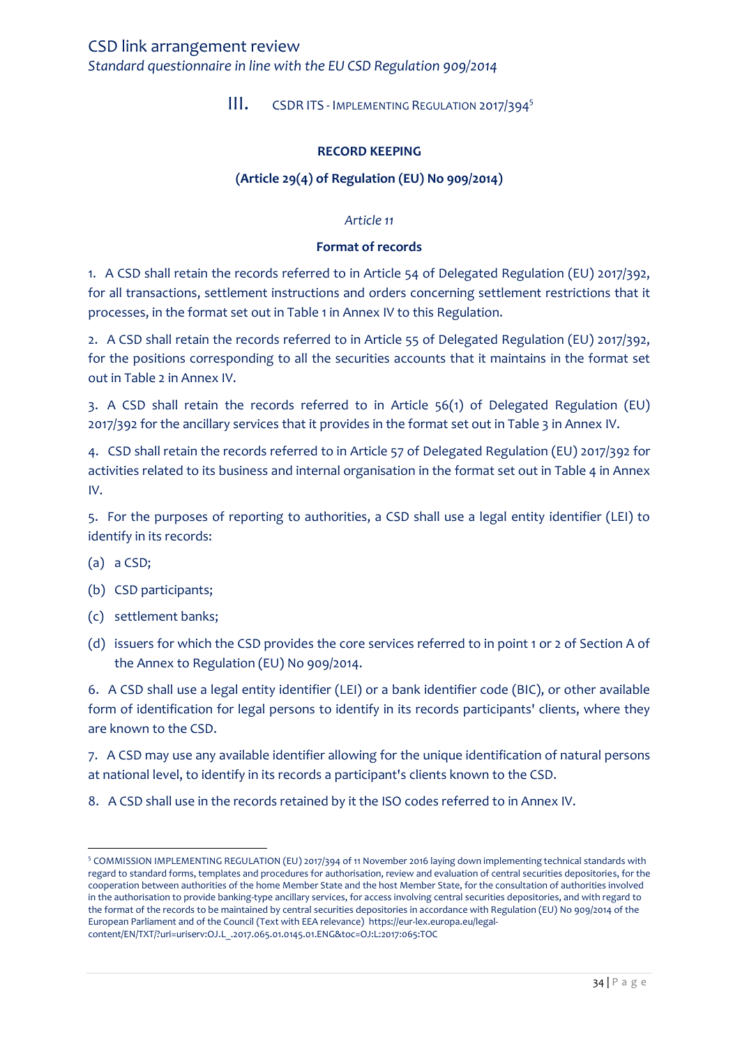## III. CSDR ITS - Implementing Regulation 2017/394[5]

**RECORD KEEPING**

**(Article 29(4) of Regulation (EU) No 909/2014)**

*Article 11*

**Format of records**

1. A CSD shall retain the records referred to in Article 54 of Delegated Regulation (EU) 2017/392, for all transactions, settlement instructions and orders concerning settlement restrictions that it processes, in the format set out in Table 1 in Annex IV to this Regulation.

2. A CSD shall retain the records referred to in Article 55 of Delegated Regulation (EU) 2017/392, for the positions corresponding to all the securities accounts that it maintains in the format set out in Table 2 in Annex IV.

3. A CSD shall retain the records referred to in Article 56(1) of Delegated Regulation (EU) 2017/392 for the ancillary services that it provides in the format set out in Table 3 in Annex IV.

4. CSD shall retain the records referred to in Article 57 of Delegated Regulation (EU) 2017/392 for activities related to its business and internal organisation in the format set out in Table 4 in Annex IV.

5. For the purposes of reporting to authorities, a CSD shall use a legal entity identifier (LEI) to identify in its records:

(a) a CSD;

(b) CSD participants;

(c) settlement banks;

(d) issuers for which the CSD provides the core services referred to in point 1 or 2 of Section A of the Annex to Regulation (EU) No 909/2014.

6. A CSD shall use a legal entity identifier (LEI) or a bank identifier code (BIC), or other available form of identification for legal persons to identify in its records participants' clients, where they are known to the CSD.

7. A CSD may use any available identifier allowing for the unique identification of natural persons at national level, to identify in its records a participant's clients known to the CSD.

8. A CSD shall use in the records retained by it the ISO codes referred to in Annex IV.

---

[5] COMMISSION IMPLEMENTING REGULATION (EU) 2017/394 of 11 November 2016 laying down implementing technical standards with regard to standard forms, templates and procedures for authorisation, review and evaluation of central securities depositories, for the cooperation between authorities of the home Member State and the host Member State, for the consultation of authorities involved in the authorisation to provide banking-type ancillary services, for access involving central securities depositories, and with regard to the format of the records to be maintained by central securities depositories in accordance with Regulation (EU) No 909/2014 of the European Parliament and of the Council (Text with EEA relevance) https://eur-lex.europa.eu/legal-content/EN/TXT/?uri=uriserv:OJ.L_.2017.065.01.0145.01.ENG&toc=OJ:L:2017:065:TOC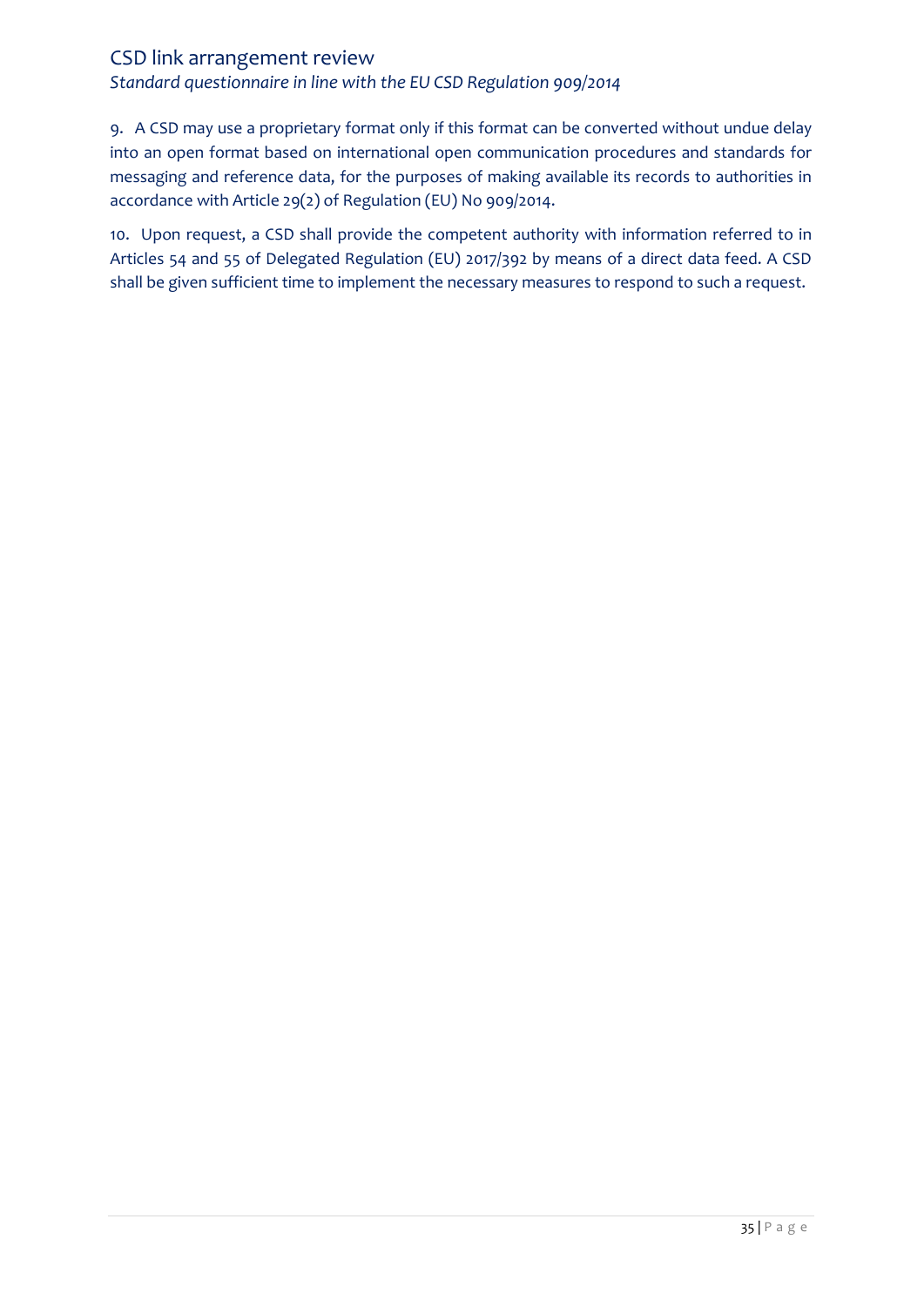9. A CSD may use a proprietary format only if this format can be converted without undue delay into an open format based on international open communication procedures and standards for messaging and reference data, for the purposes of making available its records to authorities in accordance with Article 29(2) of Regulation (EU) No 909/2014.

10. Upon request, a CSD shall provide the competent authority with information referred to in Articles 54 and 55 of Delegated Regulation (EU) 2017/392 by means of a direct data feed. A CSD shall be given sufficient time to implement the necessary measures to respond to such a request.